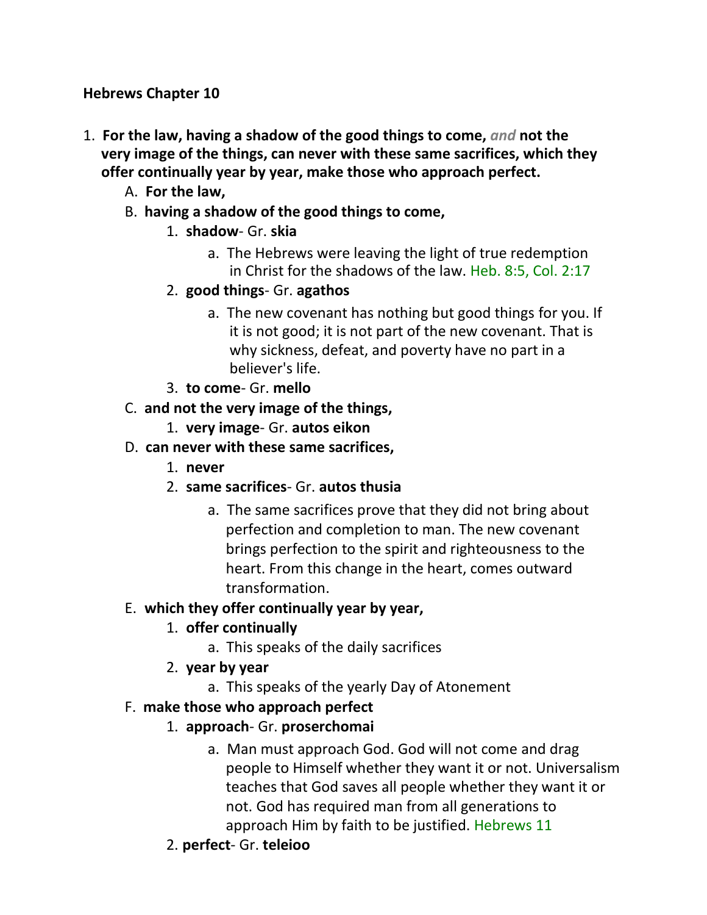**Hebrews Chapter 10**

1. **For the law, having a shadow of the good things to come,** ***and*** **not the very image of the things, can never with these same sacrifices, which they offer continually year by year, make those who approach perfect.**
    A. **For the law,**
    B. **having a shadow of the good things to come,**
        1. **shadow**- Gr. **skia**
            a. The Hebrews were leaving the light of true redemption in Christ for the shadows of the law. Heb. 8:5, Col. 2:17
        2. **good things**- Gr. **agathos**
            a. The new covenant has nothing but good things for you. If it is not good; it is not part of the new covenant. That is why sickness, defeat, and poverty have no part in a believer's life.
        3. **to come**- Gr. **mello**
    C. **and not the very image of the things,**
        1. **very image**- Gr. **autos eikon**
    D. **can never with these same sacrifices,**
        1. **never**
        2. **same sacrifices**- Gr. **autos thusia**
            a. The same sacrifices prove that they did not bring about perfection and completion to man. The new covenant brings perfection to the spirit and righteousness to the heart. From this change in the heart, comes outward transformation.
    E. **which they offer continually year by year,**
        1. **offer continually**
            a. This speaks of the daily sacrifices
        2. **year by year**
            a. This speaks of the yearly Day of Atonement
    F. **make those who approach perfect**
        1. **approach**- Gr. **proserchomai**
            a. Man must approach God. God will not come and drag people to Himself whether they want it or not. Universalism teaches that God saves all people whether they want it or not. God has required man from all generations to approach Him by faith to be justified. Hebrews 11
        2. **perfect**- Gr. **teleioo**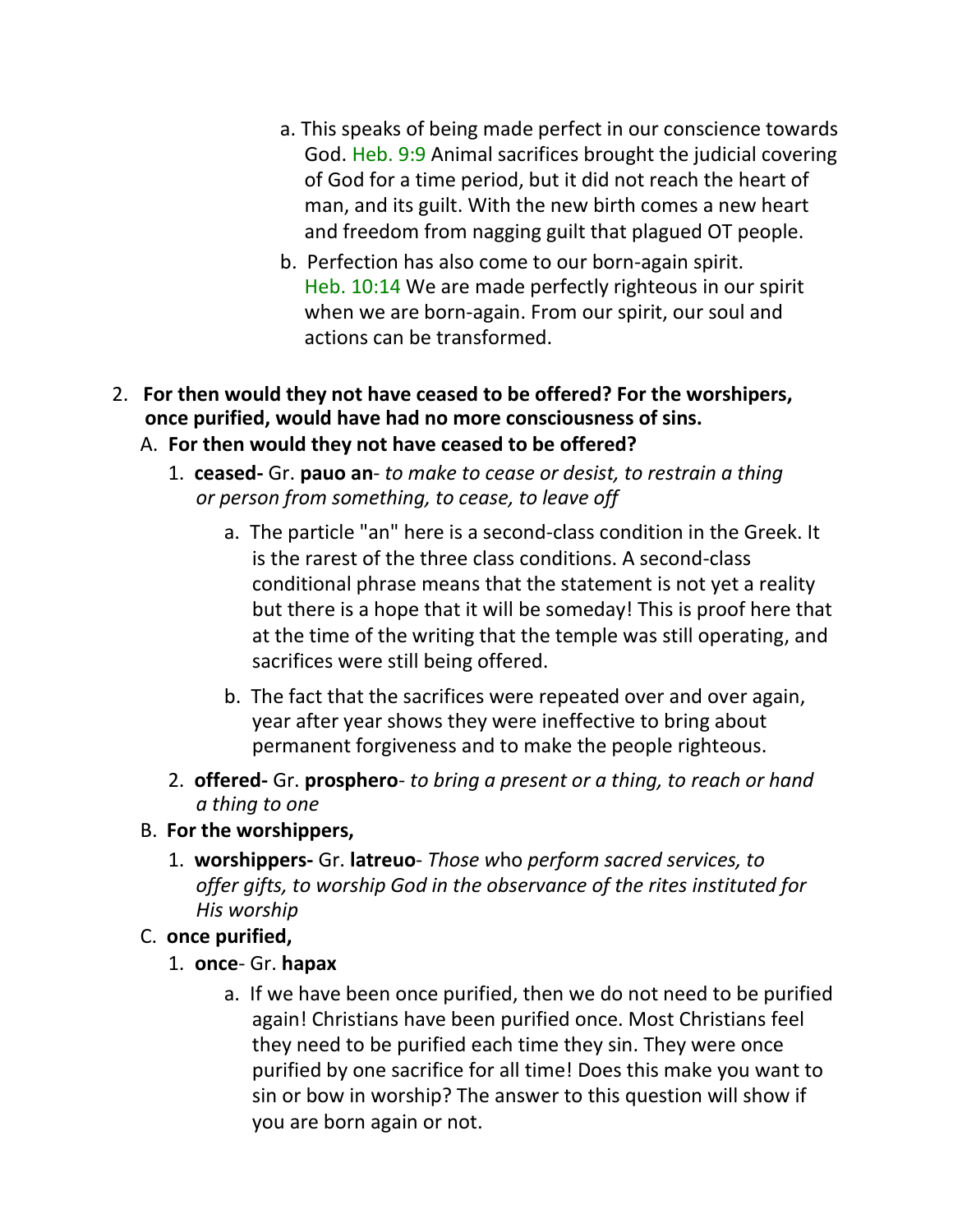a. This speaks of being made perfect in our conscience towards God. Heb. 9:9 Animal sacrifices brought the judicial covering of God for a time period, but it did not reach the heart of man, and its guilt. With the new birth comes a new heart and freedom from nagging guilt that plagued OT people.

b. Perfection has also come to our born-again spirit. Heb. 10:14 We are made perfectly righteous in our spirit when we are born-again. From our spirit, our soul and actions can be transformed.

2. **For then would they not have ceased to be offered? For the worshipers, once purified, would have had no more consciousness of sins.**

   A. **For then would they not have ceased to be offered?**

      1. **ceased-** Gr. **pauo an**- *to make to cease or desist, to restrain a thing or person from something, to cease, to leave off*

         a. The particle "an" here is a second-class condition in the Greek. It is the rarest of the three class conditions. A second-class conditional phrase means that the statement is not yet a reality but there is a hope that it will be someday! This is proof here that at the time of the writing that the temple was still operating, and sacrifices were still being offered.

         b. The fact that the sacrifices were repeated over and over again, year after year shows they were ineffective to bring about permanent forgiveness and to make the people righteous.

      2. **offered-** Gr. **prosphero**- *to bring a present or a thing, to reach or hand a thing to one*

   B. **For the worshippers,**

      1. **worshippers-** Gr. **latreuo**- *Those* who *perform sacred services, to offer gifts, to worship God in the observance of the rites instituted for His worship*

   C. **once purified,**

      1. **once**- Gr. **hapax**

         a. If we have been once purified, then we do not need to be purified again! Christians have been purified once. Most Christians feel they need to be purified each time they sin. They were once purified by one sacrifice for all time! Does this make you want to sin or bow in worship? The answer to this question will show if you are born again or not.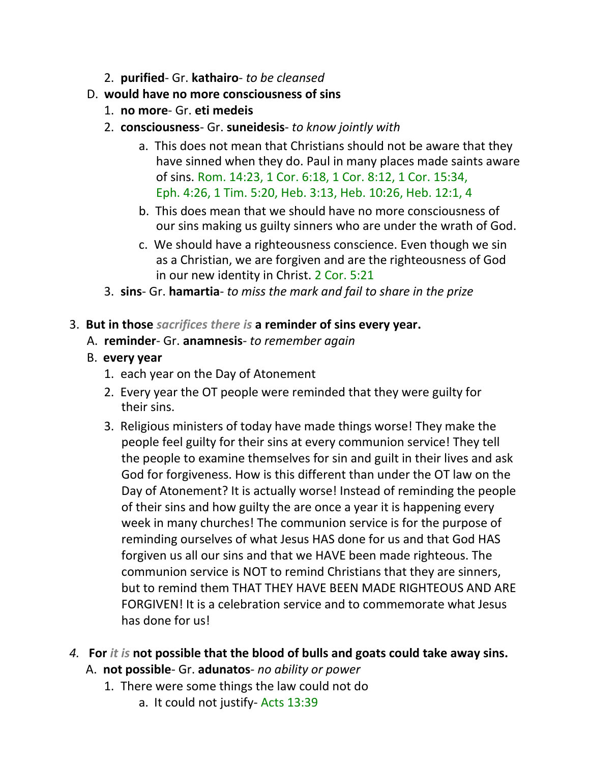2. **purified**- Gr. **kathairo**- *to be cleansed*

D. **would have no more consciousness of sins**

1. **no more**- Gr. **eti medeis**
2. **consciousness**- Gr. **suneidesis**- *to know jointly with*
   a. This does not mean that Christians should not be aware that they have sinned when they do. Paul in many places made saints aware of sins. Rom. 14:23, 1 Cor. 6:18, 1 Cor. 8:12, 1 Cor. 15:34, Eph. 4:26, 1 Tim. 5:20, Heb. 3:13, Heb. 10:26, Heb. 12:1, 4
   b. This does mean that we should have no more consciousness of our sins making us guilty sinners who are under the wrath of God.
   c. We should have a righteousness conscience. Even though we sin as a Christian, we are forgiven and are the righteousness of God in our new identity in Christ. 2 Cor. 5:21
3. **sins**- Gr. **hamartia**- *to miss the mark and fail to share in the prize*

3. **But in those** ***sacrifices there is*** **a reminder of sins every year.**

A. **reminder**- Gr. **anamnesis**- *to remember again*

B. **every year**

1. each year on the Day of Atonement
2. Every year the OT people were reminded that they were guilty for their sins.
3. Religious ministers of today have made things worse! They make the people feel guilty for their sins at every communion service! They tell the people to examine themselves for sin and guilt in their lives and ask God for forgiveness. How is this different than under the OT law on the Day of Atonement? It is actually worse! Instead of reminding the people of their sins and how guilty the are once a year it is happening every week in many churches! The communion service is for the purpose of reminding ourselves of what Jesus HAS done for us and that God HAS forgiven us all our sins and that we HAVE been made righteous. The communion service is NOT to remind Christians that they are sinners, but to remind them THAT THEY HAVE BEEN MADE RIGHTEOUS AND ARE FORGIVEN! It is a celebration service and to commemorate what Jesus has done for us!

*4.* **For** ***it is*** **not possible that the blood of bulls and goats could take away sins.**

A. **not possible**- Gr. **adunatos**- *no ability or power*

1. There were some things the law could not do
   a. It could not justify- Acts 13:39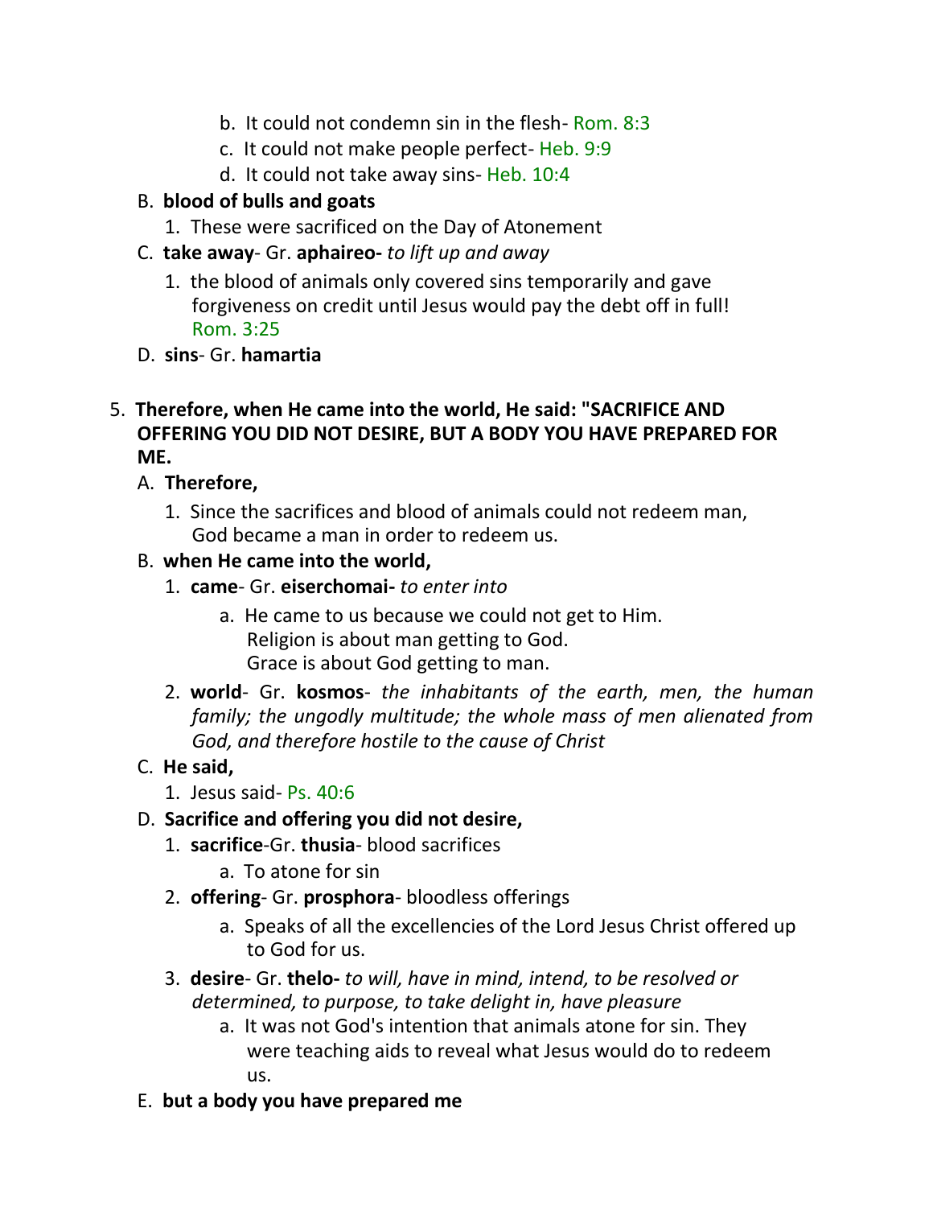b. It could not condemn sin in the flesh- Rom. 8:3
   c. It could not make people perfect- Heb. 9:9
   d. It could not take away sins- Heb. 10:4

B. **blood of bulls and goats**
   1. These were sacrificed on the Day of Atonement

C. **take away**- Gr. **aphaireo-** *to lift up and away*
   1. the blood of animals only covered sins temporarily and gave forgiveness on credit until Jesus would pay the debt off in full! Rom. 3:25

D. **sins**- Gr. **hamartia**

5. **Therefore, when He came into the world, He said: "SACRIFICE AND OFFERING YOU DID NOT DESIRE, BUT A BODY YOU HAVE PREPARED FOR ME.**

A. **Therefore,**
   1. Since the sacrifices and blood of animals could not redeem man, God became a man in order to redeem us.

B. **when He came into the world,**
   1. **came**- Gr. **eiserchomai-** *to enter into*
      a. He came to us because we could not get to Him.
         Religion is about man getting to God.
         Grace is about God getting to man.
   2. **world**- Gr. **kosmos**- *the inhabitants of the earth, men, the human family; the ungodly multitude; the whole mass of men alienated from God, and therefore hostile to the cause of Christ*

C. **He said,**
   1. Jesus said- Ps. 40:6

D. **Sacrifice and offering you did not desire,**
   1. **sacrifice**-Gr. **thusia**- blood sacrifices
      a. To atone for sin
   2. **offering**- Gr. **prosphora**- bloodless offerings
      a. Speaks of all the excellencies of the Lord Jesus Christ offered up to God for us.
   3. **desire**- Gr. **thelo-** *to will, have in mind, intend, to be resolved or determined, to purpose, to take delight in, have pleasure*
      a. It was not God's intention that animals atone for sin. They were teaching aids to reveal what Jesus would do to redeem us.

E. **but a body you have prepared me**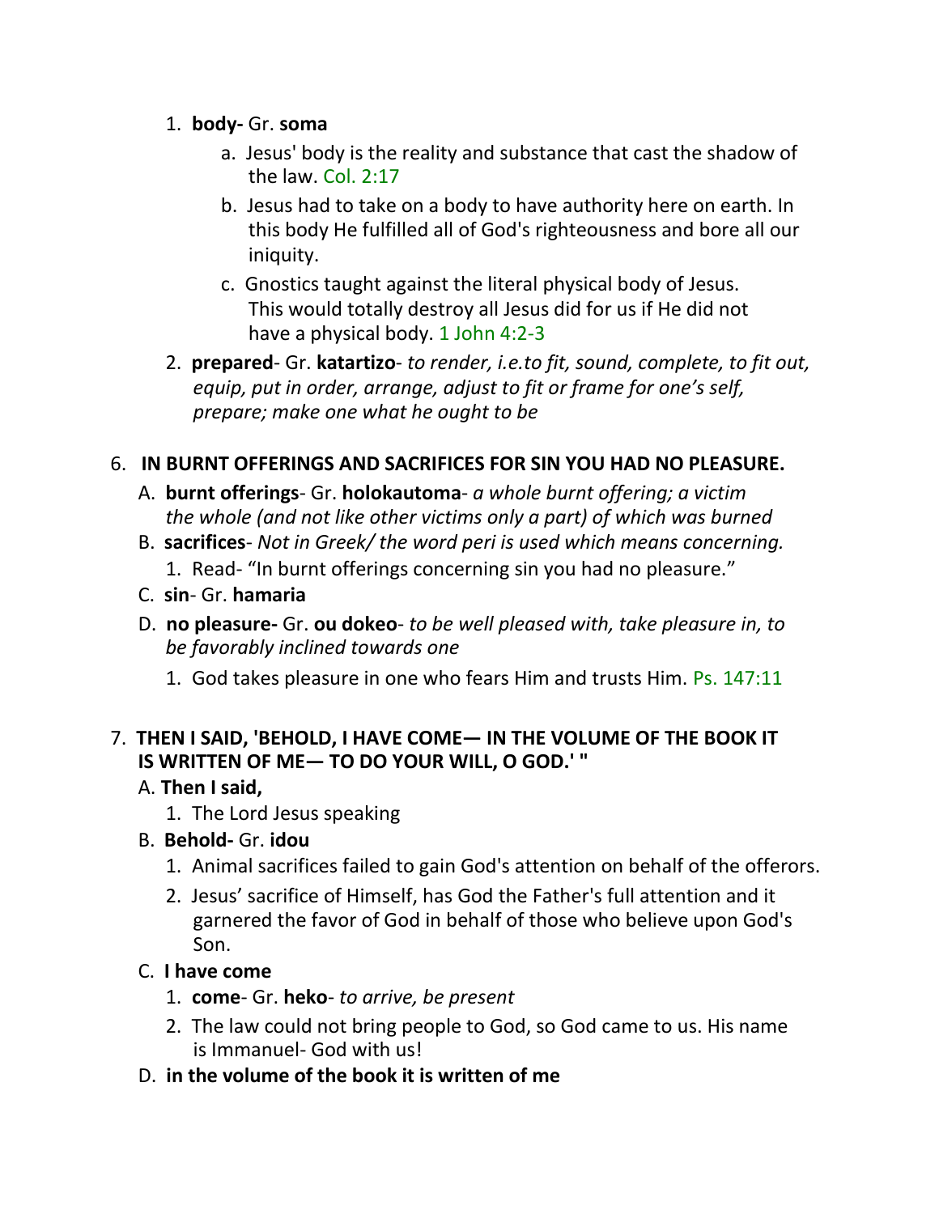1. **body-** Gr. **soma**
    a. Jesus' body is the reality and substance that cast the shadow of the law. Col. 2:17
    b. Jesus had to take on a body to have authority here on earth. In this body He fulfilled all of God's righteousness and bore all our iniquity.
    c. Gnostics taught against the literal physical body of Jesus. This would totally destroy all Jesus did for us if He did not have a physical body. 1 John 4:2-3
2. **prepared**- Gr. **katartizo**- *to render, i.e.to fit, sound, complete, to fit out, equip, put in order, arrange, adjust to fit or frame for one's self, prepare; make one what he ought to be*

6. **IN BURNT OFFERINGS AND SACRIFICES FOR SIN YOU HAD NO PLEASURE.**
    A. **burnt offerings**- Gr. **holokautoma**- *a whole burnt offering; a victim the whole (and not like other victims only a part) of which was burned*
    B. **sacrifices**- *Not in Greek/ the word peri is used which means concerning.*
        1. Read- "In burnt offerings concerning sin you had no pleasure."
    C. **sin**- Gr. **hamaria**
    D. **no pleasure-** Gr. **ou dokeo**- *to be well pleased with, take pleasure in, to be favorably inclined towards one*
        1. God takes pleasure in one who fears Him and trusts Him. Ps. 147:11

7. **THEN I SAID, 'BEHOLD, I HAVE COME— IN THE VOLUME OF THE BOOK IT IS WRITTEN OF ME— TO DO YOUR WILL, O GOD.' "**
    A. **Then I said,**
        1. The Lord Jesus speaking
    B. **Behold-** Gr. **idou**
        1. Animal sacrifices failed to gain God's attention on behalf of the offerors.
        2. Jesus' sacrifice of Himself, has God the Father's full attention and it garnered the favor of God in behalf of those who believe upon God's Son.
    C. **I have come**
        1. **come**- Gr. **heko**- *to arrive, be present*
        2. The law could not bring people to God, so God came to us. His name is Immanuel- God with us!
    D. **in the volume of the book it is written of me**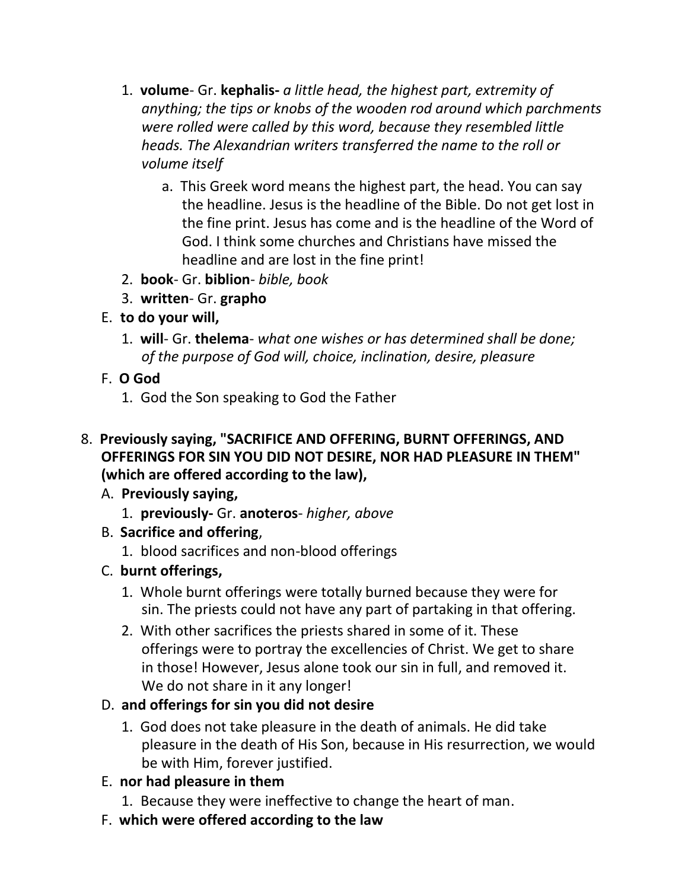1. **volume**- Gr. **kephalis-** *a little head, the highest part, extremity of anything; the tips or knobs of the wooden rod around which parchments were rolled were called by this word, because they resembled little heads. The Alexandrian writers transferred the name to the roll or volume itself*
    a. This Greek word means the highest part, the head. You can say the headline. Jesus is the headline of the Bible. Do not get lost in the fine print. Jesus has come and is the headline of the Word of God. I think some churches and Christians have missed the headline and are lost in the fine print!
2. **book**- Gr. **biblion**- *bible, book*
3. **written**- Gr. **grapho**

E. **to do your will,**

1. **will**- Gr. **thelema**- *what one wishes or has determined shall be done; of the purpose of God will, choice, inclination, desire, pleasure*

F. **O God**

1. God the Son speaking to God the Father

8. **Previously saying, "SACRIFICE AND OFFERING, BURNT OFFERINGS, AND OFFERINGS FOR SIN YOU DID NOT DESIRE, NOR HAD PLEASURE IN THEM" (which are offered according to the law),**

A. **Previously saying,**

1. **previously-** Gr. **anoteros**- *higher, above*

B. **Sacrifice and offering**,

1. blood sacrifices and non-blood offerings

C. **burnt offerings,**

1. Whole burnt offerings were totally burned because they were for sin. The priests could not have any part of partaking in that offering.
2. With other sacrifices the priests shared in some of it. These offerings were to portray the excellencies of Christ. We get to share in those! However, Jesus alone took our sin in full, and removed it. We do not share in it any longer!

D. **and offerings for sin you did not desire**

1. God does not take pleasure in the death of animals. He did take pleasure in the death of His Son, because in His resurrection, we would be with Him, forever justified.

E. **nor had pleasure in them**

1. Because they were ineffective to change the heart of man.

F. **which were offered according to the law**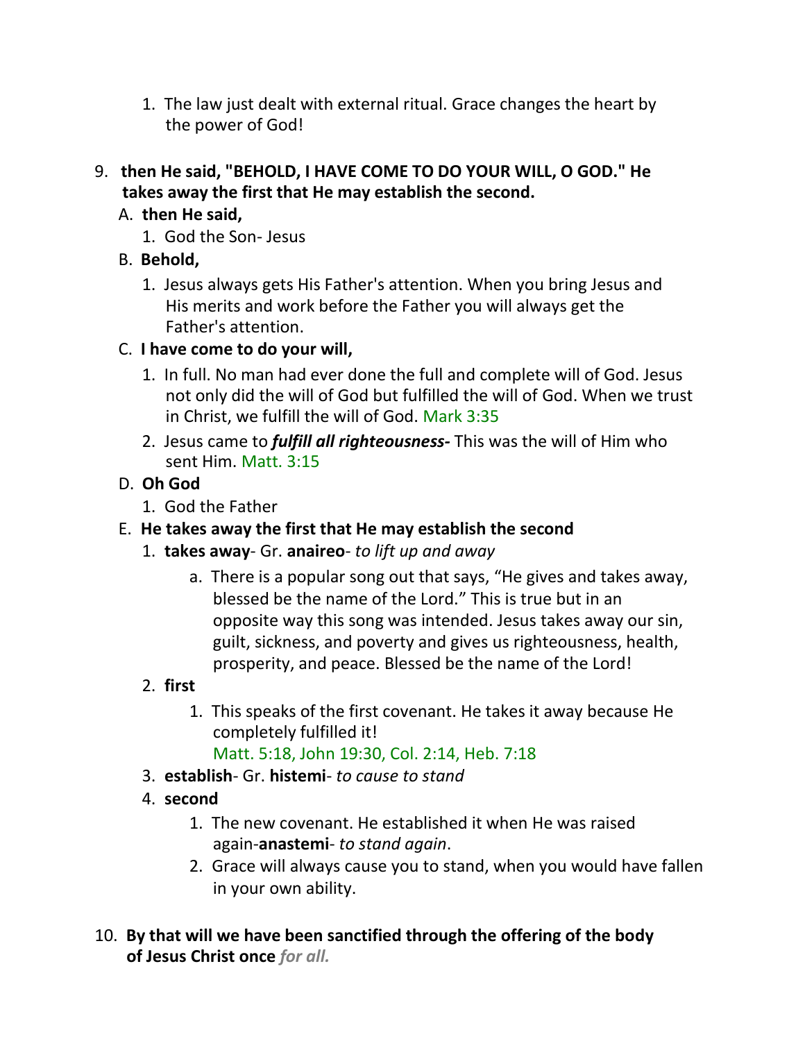1. The law just dealt with external ritual. Grace changes the heart by the power of God!

9. **then He said, "BEHOLD, I HAVE COME TO DO YOUR WILL, O GOD." He takes away the first that He may establish the second.**
   - A. **then He said,**
     1. God the Son- Jesus
   - B. **Behold,**
     1. Jesus always gets His Father's attention. When you bring Jesus and His merits and work before the Father you will always get the Father's attention.
   - C. **I have come to do your will,**
     1. In full. No man had ever done the full and complete will of God. Jesus not only did the will of God but fulfilled the will of God. When we trust in Christ, we fulfill the will of God. Mark 3:35
     2. Jesus came to ***fulfill all righteousness-*** This was the will of Him who sent Him. Matt. 3:15
   - D. **Oh God**
     1. God the Father
   - E. **He takes away the first that He may establish the second**
     1. **takes away**- Gr. **anaireo**- *to lift up and away*
        - a. There is a popular song out that says, "He gives and takes away, blessed be the name of the Lord." This is true but in an opposite way this song was intended. Jesus takes away our sin, guilt, sickness, and poverty and gives us righteousness, health, prosperity, and peace. Blessed be the name of the Lord!
     2. **first**
        1. This speaks of the first covenant. He takes it away because He completely fulfilled it!
           Matt. 5:18, John 19:30, Col. 2:14, Heb. 7:18
     3. **establish**- Gr. **histemi**- *to cause to stand*
     4. **second**
        1. The new covenant. He established it when He was raised again-**anastemi**- *to stand again*.
        2. Grace will always cause you to stand, when you would have fallen in your own ability.

10. **By that will we have been sanctified through the offering of the body of Jesus Christ once** *for all.*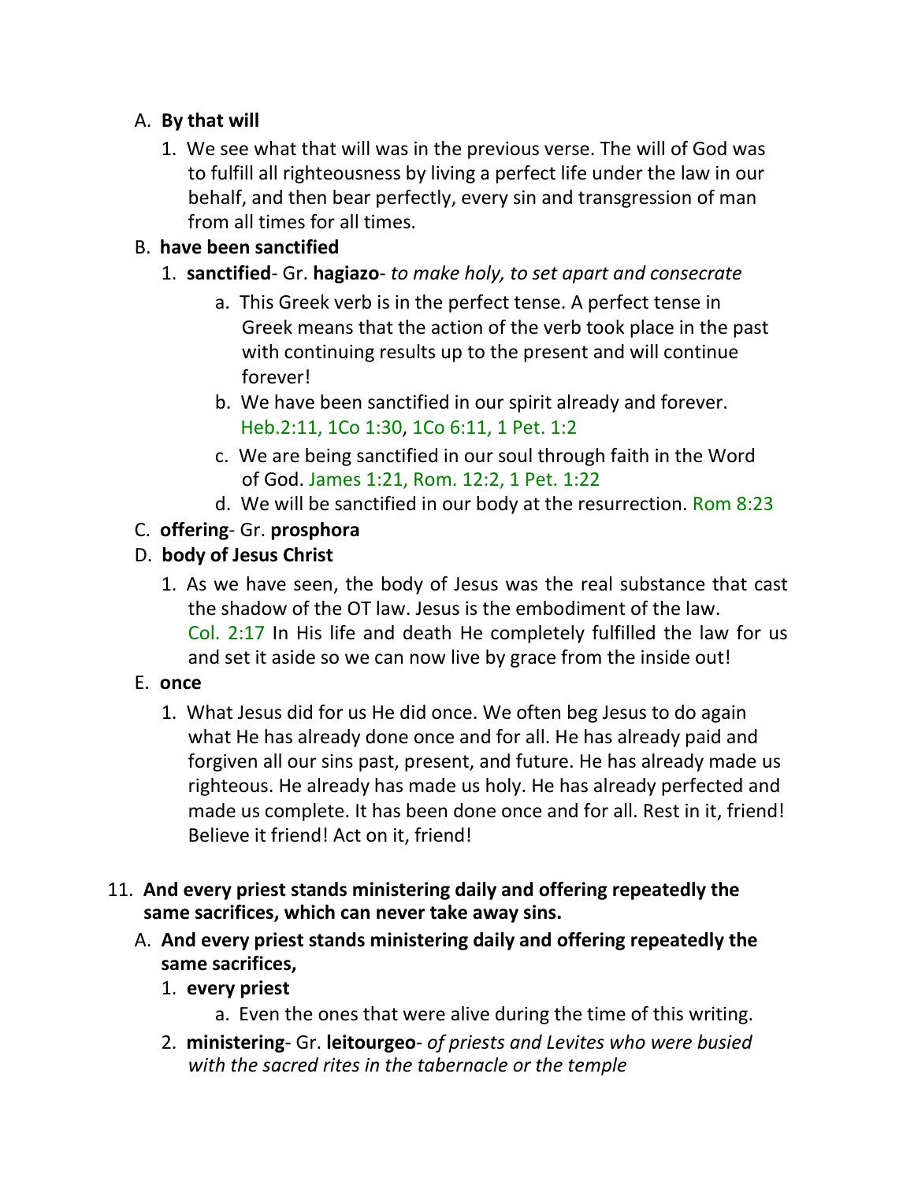A. **By that will**

1. We see what that will was in the previous verse. The will of God was to fulfill all righteousness by living a perfect life under the law in our behalf, and then bear perfectly, every sin and transgression of man from all times for all times.

B. **have been sanctified**

1. **sanctified**- Gr. **hagiazo**- *to make holy, to set apart and consecrate*
    a. This Greek verb is in the perfect tense. A perfect tense in Greek means that the action of the verb took place in the past with continuing results up to the present and will continue forever!
    b. We have been sanctified in our spirit already and forever. Heb.2:11, 1Co 1:30, 1Co 6:11, 1 Pet. 1:2
    c. We are being sanctified in our soul through faith in the Word of God. James 1:21, Rom. 12:2, 1 Pet. 1:22
    d. We will be sanctified in our body at the resurrection. Rom 8:23

C. **offering**- Gr. **prosphora**

D. **body of Jesus Christ**

1. As we have seen, the body of Jesus was the real substance that cast the shadow of the OT law. Jesus is the embodiment of the law. Col. 2:17 In His life and death He completely fulfilled the law for us and set it aside so we can now live by grace from the inside out!

E. **once**

1. What Jesus did for us He did once. We often beg Jesus to do again what He has already done once and for all. He has already paid and forgiven all our sins past, present, and future. He has already made us righteous. He already has made us holy. He has already perfected and made us complete. It has been done once and for all. Rest in it, friend! Believe it friend! Act on it, friend!

11. **And every priest stands ministering daily and offering repeatedly the same sacrifices, which can never take away sins.**

A. **And every priest stands ministering daily and offering repeatedly the same sacrifices,**

1. **every priest**
    a. Even the ones that were alive during the time of this writing.
2. **ministering**- Gr. **leitourgeo**- *of priests and Levites who were busied with the sacred rites in the tabernacle or the temple*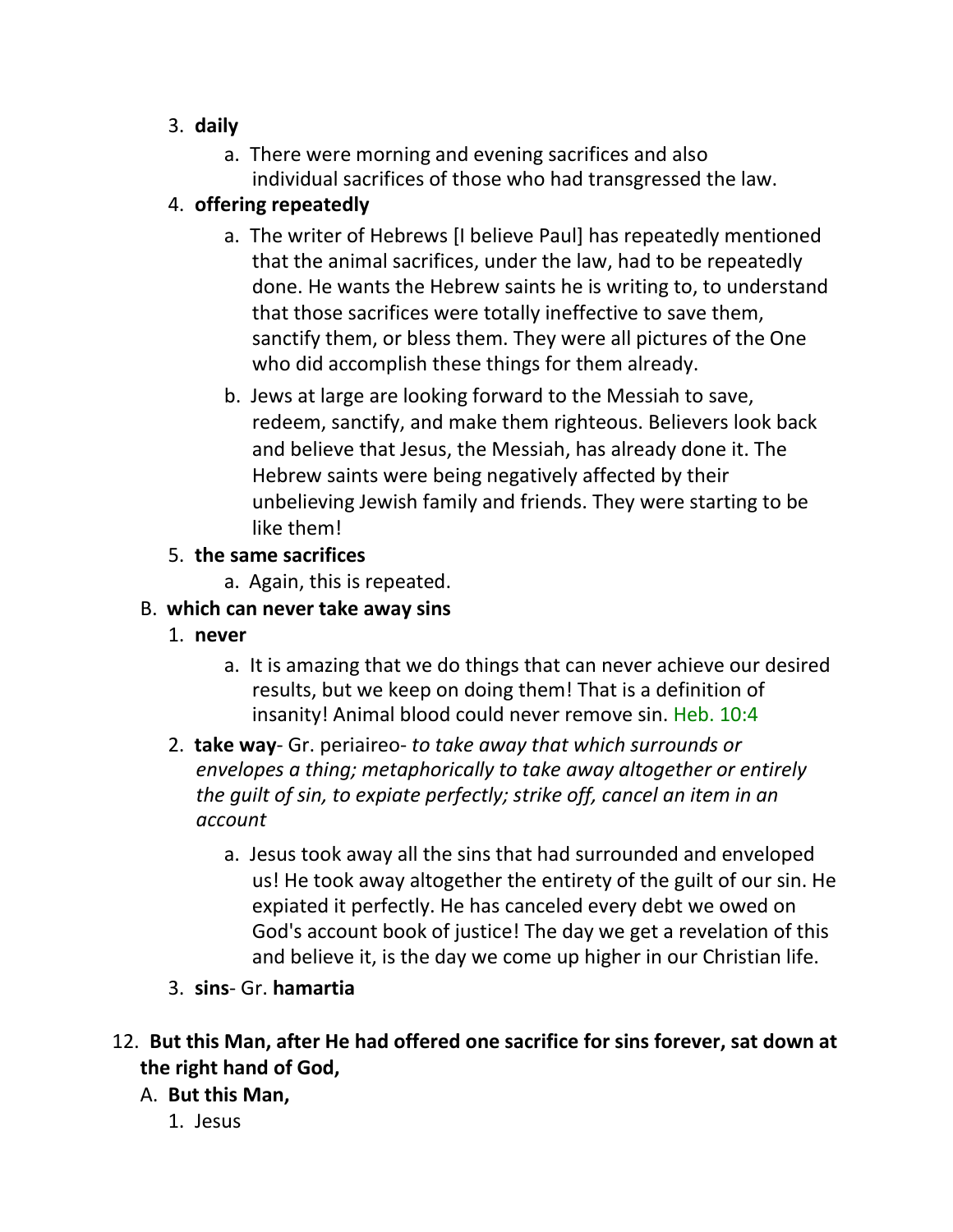3. **daily**
    a. There were morning and evening sacrifices and also individual sacrifices of those who had transgressed the law.
4. **offering repeatedly**
    a. The writer of Hebrews [I believe Paul] has repeatedly mentioned that the animal sacrifices, under the law, had to be repeatedly done. He wants the Hebrew saints he is writing to, to understand that those sacrifices were totally ineffective to save them, sanctify them, or bless them. They were all pictures of the One who did accomplish these things for them already.
    b. Jews at large are looking forward to the Messiah to save, redeem, sanctify, and make them righteous. Believers look back and believe that Jesus, the Messiah, has already done it. The Hebrew saints were being negatively affected by their unbelieving Jewish family and friends. They were starting to be like them!
5. **the same sacrifices**
    a. Again, this is repeated.

B. **which can never take away sins**

1. **never**
    a. It is amazing that we do things that can never achieve our desired results, but we keep on doing them! That is a definition of insanity! Animal blood could never remove sin. Heb. 10:4
2. **take way**- Gr. periaireo- *to take away that which surrounds or envelopes a thing; metaphorically to take away altogether or entirely the guilt of sin, to expiate perfectly; strike off, cancel an item in an account*
    a. Jesus took away all the sins that had surrounded and enveloped us! He took away altogether the entirety of the guilt of our sin. He expiated it perfectly. He has canceled every debt we owed on God's account book of justice! The day we get a revelation of this and believe it, is the day we come up higher in our Christian life.
3. **sins**- Gr. **hamartia**

12. **But this Man, after He had offered one sacrifice for sins forever, sat down at the right hand of God,**

A. **But this Man,**

1. Jesus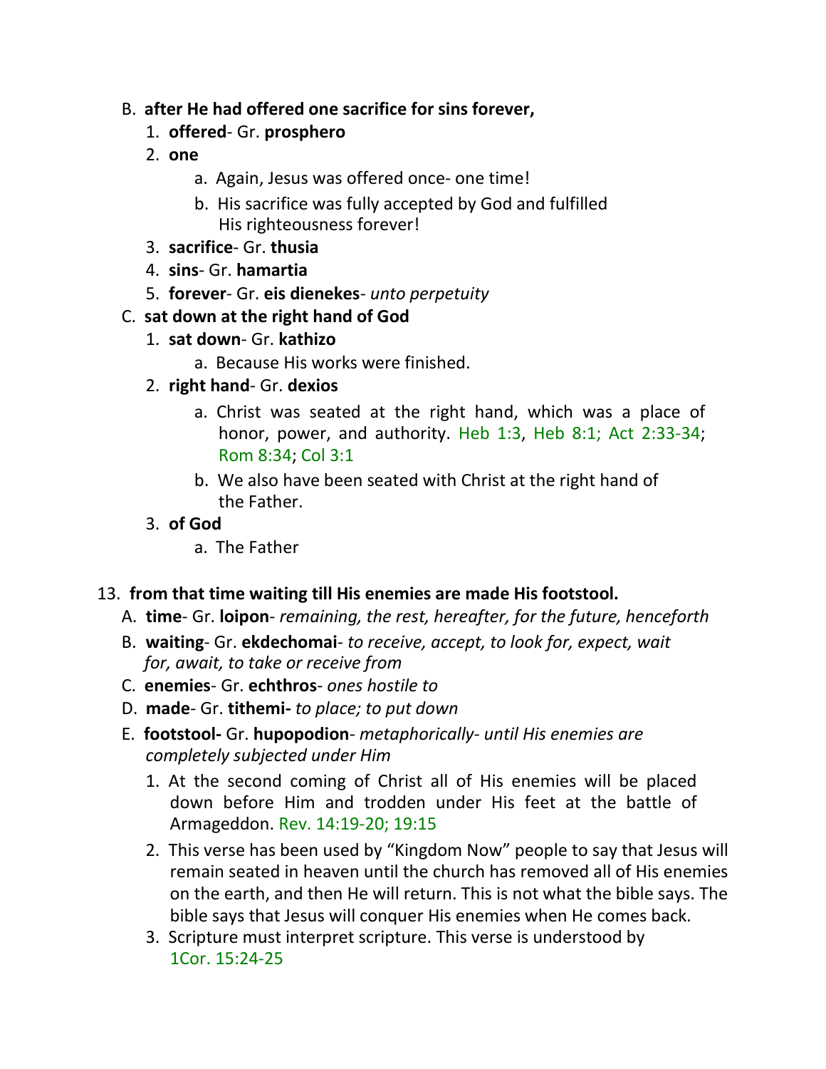B. **after He had offered one sacrifice for sins forever,**

   1. **offered**- Gr. **prosphero**
   2. **one**
      a. Again, Jesus was offered once- one time!
      b. His sacrifice was fully accepted by God and fulfilled His righteousness forever!
   3. **sacrifice**- Gr. **thusia**
   4. **sins**- Gr. **hamartia**
   5. **forever**- Gr. **eis dienekes**- *unto perpetuity*

C. **sat down at the right hand of God**

   1. **sat down**- Gr. **kathizo**
      a. Because His works were finished.
   2. **right hand**- Gr. **dexios**
      a. Christ was seated at the right hand, which was a place of honor, power, and authority. Heb 1:3, Heb 8:1; Act 2:33-34; Rom 8:34; Col 3:1
      b. We also have been seated with Christ at the right hand of the Father.
   3. **of God**
      a. The Father

13. **from that time waiting till His enemies are made His footstool.**

A. **time**- Gr. **loipon**- *remaining, the rest, hereafter, for the future, henceforth*

B. **waiting**- Gr. **ekdechomai**- *to receive, accept, to look for, expect, wait for, await, to take or receive from*

C. **enemies**- Gr. **echthros**- *ones hostile to*

D. **made**- Gr. **tithemi-** *to place; to put down*

E. **footstool-** Gr. **hupopodion**- *metaphorically- until His enemies are completely subjected under Him*

   1. At the second coming of Christ all of His enemies will be placed down before Him and trodden under His feet at the battle of Armageddon. Rev. 14:19-20; 19:15
   2. This verse has been used by "Kingdom Now" people to say that Jesus will remain seated in heaven until the church has removed all of His enemies on the earth, and then He will return. This is not what the bible says. The bible says that Jesus will conquer His enemies when He comes back.
   3. Scripture must interpret scripture. This verse is understood by 1Cor. 15:24-25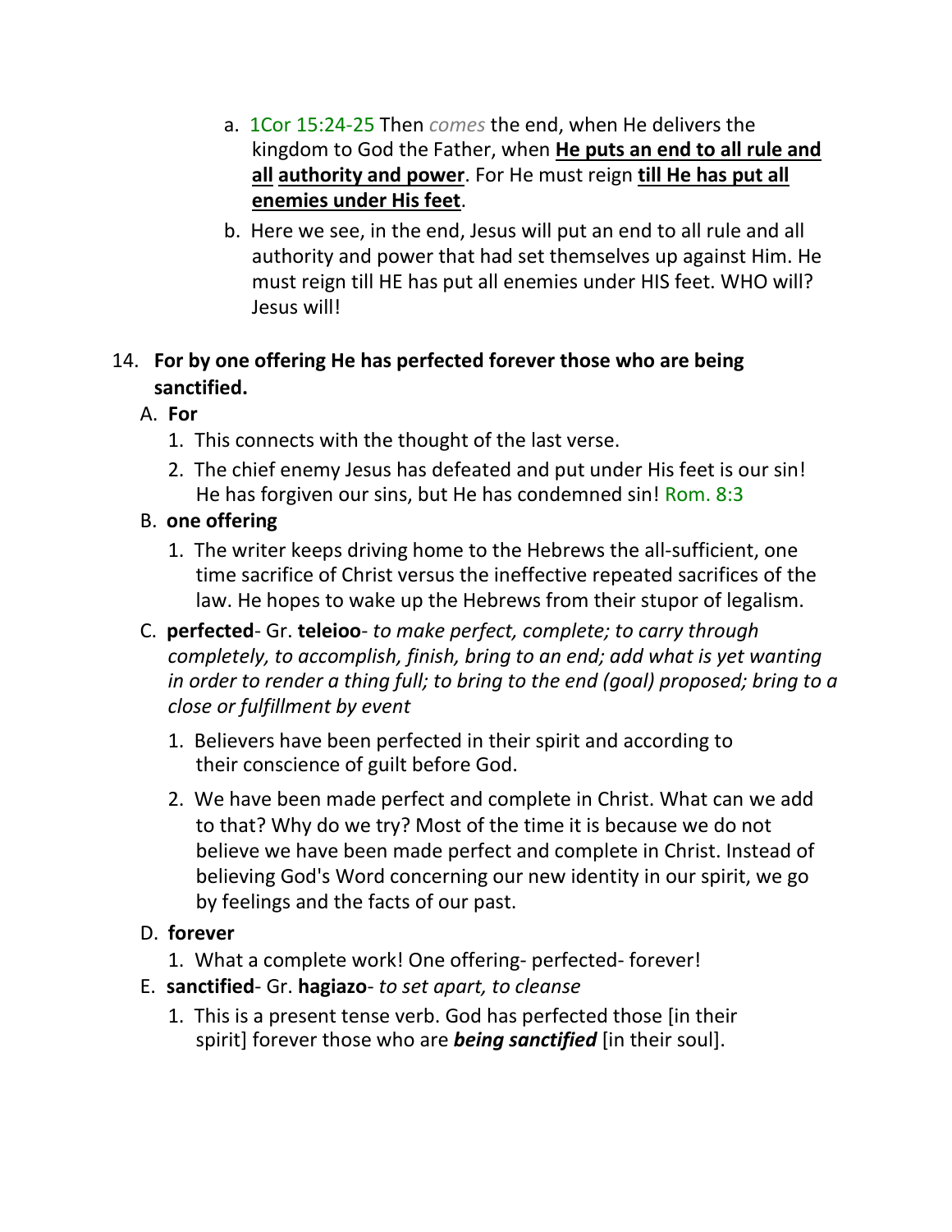a. 1Cor 15:24-25 Then *comes* the end, when He delivers the kingdom to God the Father, when **<u>He puts an end to all rule and all</u> <u>authority and power</u>**. For He must reign **<u>till He has put all enemies under His feet</u>**.

b. Here we see, in the end, Jesus will put an end to all rule and all authority and power that had set themselves up against Him. He must reign till HE has put all enemies under HIS feet. WHO will? Jesus will!

14. **For by one offering He has perfected forever those who are being sanctified.**

A. **For**

1. This connects with the thought of the last verse.
2. The chief enemy Jesus has defeated and put under His feet is our sin! He has forgiven our sins, but He has condemned sin! Rom. 8:3

B. **one offering**

1. The writer keeps driving home to the Hebrews the all-sufficient, one time sacrifice of Christ versus the ineffective repeated sacrifices of the law. He hopes to wake up the Hebrews from their stupor of legalism.

C. **perfected**- Gr. **teleioo**- *to make perfect, complete; to carry through completely, to accomplish, finish, bring to an end; add what is yet wanting in order to render a thing full; to bring to the end (goal) proposed; bring to a close or fulfillment by event*

1. Believers have been perfected in their spirit and according to their conscience of guilt before God.
2. We have been made perfect and complete in Christ. What can we add to that? Why do we try? Most of the time it is because we do not believe we have been made perfect and complete in Christ. Instead of believing God's Word concerning our new identity in our spirit, we go by feelings and the facts of our past.

D. **forever**

1. What a complete work! One offering- perfected- forever!

E. **sanctified**- Gr. **hagiazo**- *to set apart, to cleanse*

1. This is a present tense verb. God has perfected those [in their spirit] forever those who are ***being sanctified*** [in their soul].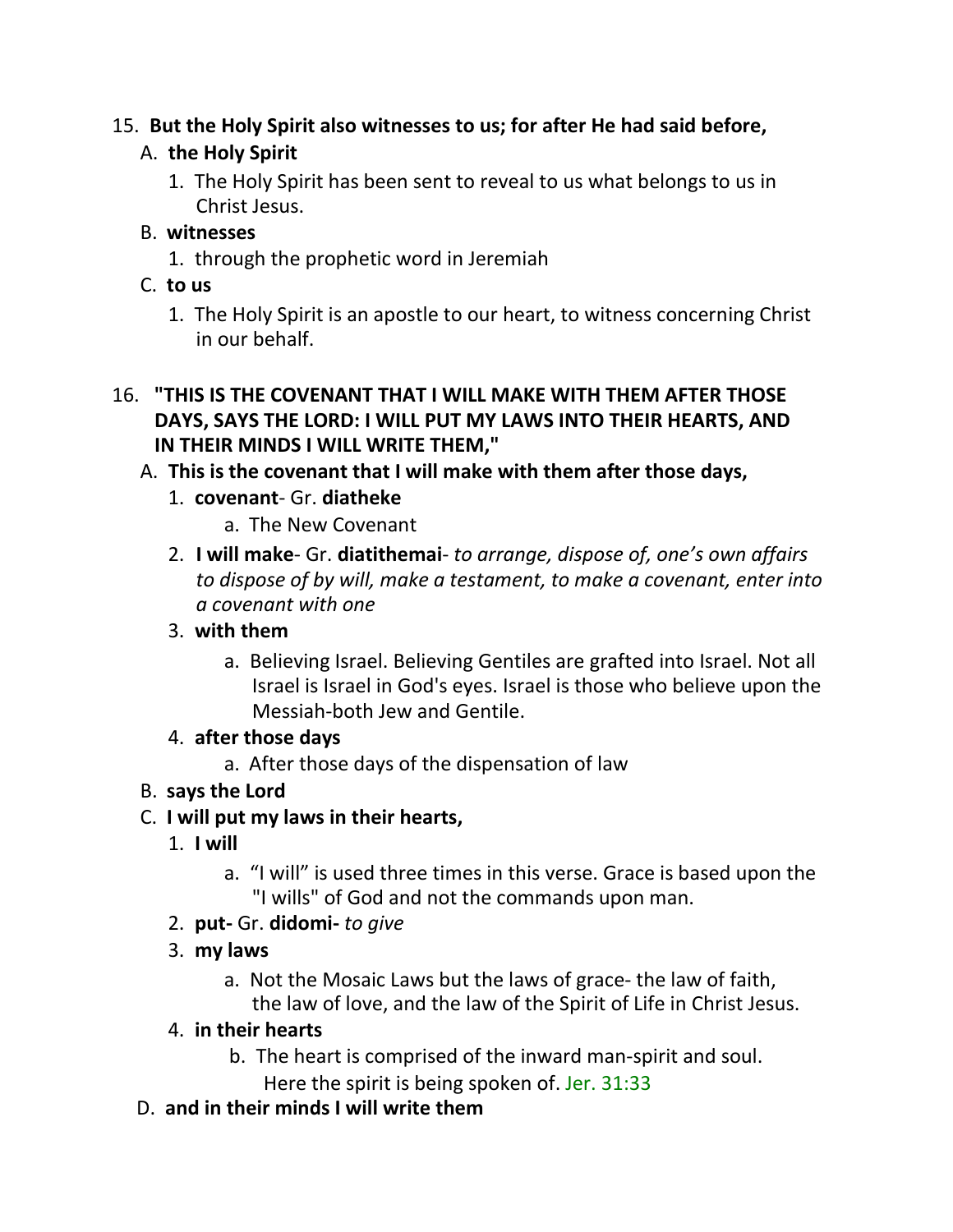15. **But the Holy Spirit also witnesses to us; for after He had said before,**

   A. **the Holy Spirit**

      1. The Holy Spirit has been sent to reveal to us what belongs to us in Christ Jesus.

   B. **witnesses**

      1. through the prophetic word in Jeremiah

   C. **to us**

      1. The Holy Spirit is an apostle to our heart, to witness concerning Christ in our behalf.

16. **"THIS IS THE COVENANT THAT I WILL MAKE WITH THEM AFTER THOSE DAYS, SAYS THE LORD: I WILL PUT MY LAWS INTO THEIR HEARTS, AND IN THEIR MINDS I WILL WRITE THEM,"**

   A. **This is the covenant that I will make with them after those days,**

      1. **covenant**- Gr. **diatheke**

         a. The New Covenant

      2. **I will make**- Gr. **diatithemai**- *to arrange, dispose of, one's own affairs to dispose of by will, make a testament, to make a covenant, enter into a covenant with one*

      3. **with them**

         a. Believing Israel. Believing Gentiles are grafted into Israel. Not all Israel is Israel in God's eyes. Israel is those who believe upon the Messiah-both Jew and Gentile.

      4. **after those days**

         a. After those days of the dispensation of law

   B. **says the Lord**

   C. **I will put my laws in their hearts,**

      1. **I will**

         a. "I will" is used three times in this verse. Grace is based upon the "I wills" of God and not the commands upon man.

      2. **put-** Gr. **didomi-** *to give*

      3. **my laws**

         a. Not the Mosaic Laws but the laws of grace- the law of faith, the law of love, and the law of the Spirit of Life in Christ Jesus.

      4. **in their hearts**

         b. The heart is comprised of the inward man-spirit and soul. Here the spirit is being spoken of. Jer. 31:33

   D. **and in their minds I will write them**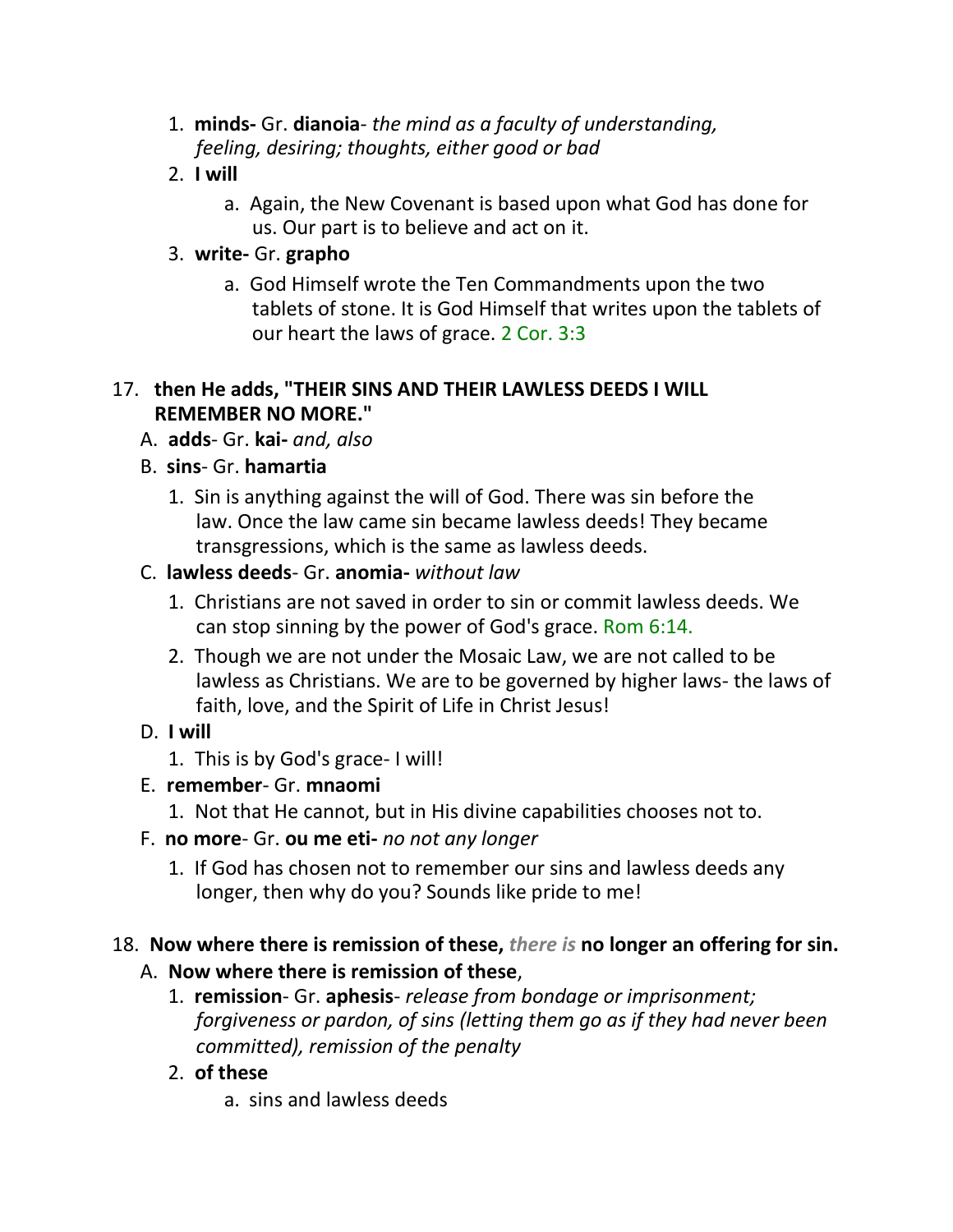1. **minds-** Gr. **dianoia**- *the mind as a faculty of understanding, feeling, desiring; thoughts, either good or bad*
2. **I will**
   a. Again, the New Covenant is based upon what God has done for us. Our part is to believe and act on it.
3. **write-** Gr. **grapho**
   a. God Himself wrote the Ten Commandments upon the two tablets of stone. It is God Himself that writes upon the tablets of our heart the laws of grace. 2 Cor. 3:3

17. **then He adds, "THEIR SINS AND THEIR LAWLESS DEEDS I WILL REMEMBER NO MORE."**

   A. **adds**- Gr. **kai-** *and, also*

   B. **sins**- Gr. **hamartia**
      1. Sin is anything against the will of God. There was sin before the law. Once the law came sin became lawless deeds! They became transgressions, which is the same as lawless deeds.

   C. **lawless deeds**- Gr. **anomia-** *without law*
      1. Christians are not saved in order to sin or commit lawless deeds. We can stop sinning by the power of God's grace. Rom 6:14.
      2. Though we are not under the Mosaic Law, we are not called to be lawless as Christians. We are to be governed by higher laws- the laws of faith, love, and the Spirit of Life in Christ Jesus!

   D. **I will**
      1. This is by God's grace- I will!

   E. **remember**- Gr. **mnaomi**
      1. Not that He cannot, but in His divine capabilities chooses not to.

   F. **no more**- Gr. **ou me eti-** *no not any longer*
      1. If God has chosen not to remember our sins and lawless deeds any longer, then why do you? Sounds like pride to me!

18. **Now where there is remission of these,** ***there is*** **no longer an offering for sin.**

   A. **Now where there is remission of these**,
      1. **remission**- Gr. **aphesis**- *release from bondage or imprisonment; forgiveness or pardon, of sins (letting them go as if they had never been committed), remission of the penalty*
      2. **of these**
         a. sins and lawless deeds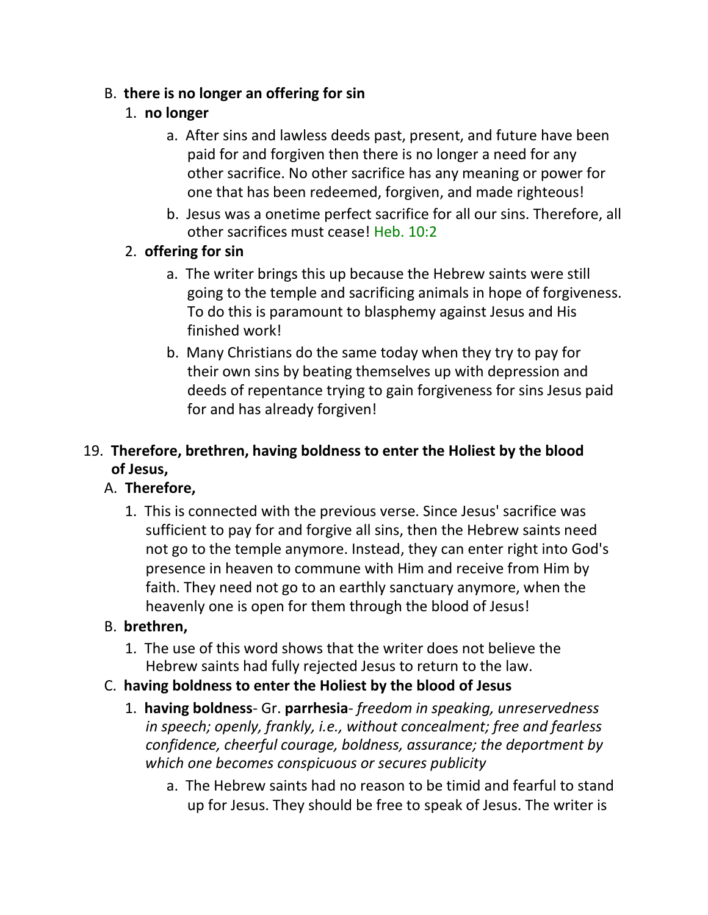B. **there is no longer an offering for sin**

1. **no longer**

    a. After sins and lawless deeds past, present, and future have been paid for and forgiven then there is no longer a need for any other sacrifice. No other sacrifice has any meaning or power for one that has been redeemed, forgiven, and made righteous!

    b. Jesus was a onetime perfect sacrifice for all our sins. Therefore, all other sacrifices must cease! Heb. 10:2

2. **offering for sin**

    a. The writer brings this up because the Hebrew saints were still going to the temple and sacrificing animals in hope of forgiveness. To do this is paramount to blasphemy against Jesus and His finished work!

    b. Many Christians do the same today when they try to pay for their own sins by beating themselves up with depression and deeds of repentance trying to gain forgiveness for sins Jesus paid for and has already forgiven!

19. **Therefore, brethren, having boldness to enter the Holiest by the blood of Jesus,**

A. **Therefore,**

1. This is connected with the previous verse. Since Jesus' sacrifice was sufficient to pay for and forgive all sins, then the Hebrew saints need not go to the temple anymore. Instead, they can enter right into God's presence in heaven to commune with Him and receive from Him by faith. They need not go to an earthly sanctuary anymore, when the heavenly one is open for them through the blood of Jesus!

B. **brethren,**

1. The use of this word shows that the writer does not believe the Hebrew saints had fully rejected Jesus to return to the law.

C. **having boldness to enter the Holiest by the blood of Jesus**

1. **having boldness**- Gr. **parrhesia**- *freedom in speaking, unreservedness in speech; openly, frankly, i.e., without concealment; free and fearless confidence, cheerful courage, boldness, assurance; the deportment by which one becomes conspicuous or secures publicity*

    a. The Hebrew saints had no reason to be timid and fearful to stand up for Jesus. They should be free to speak of Jesus. The writer is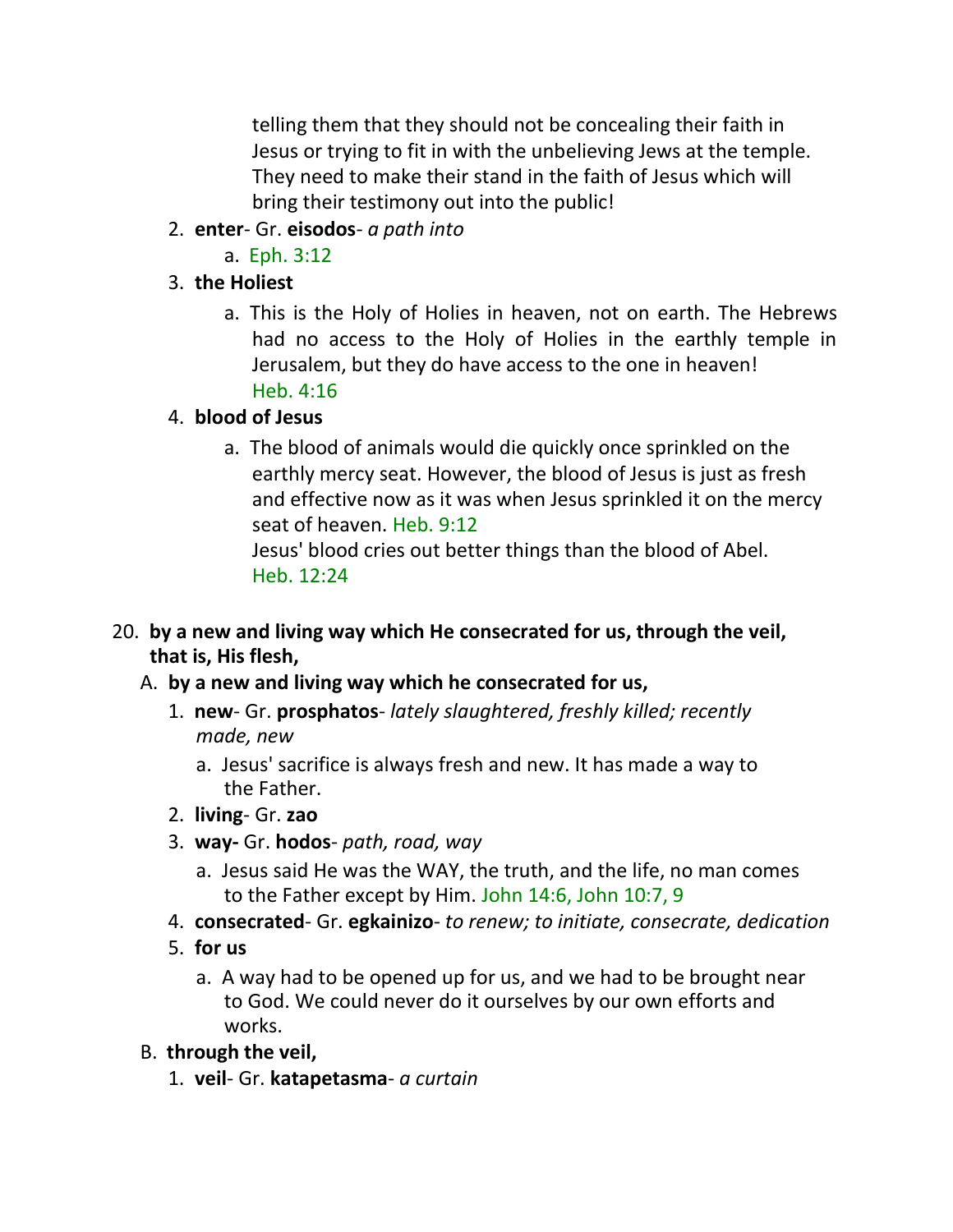telling them that they should not be concealing their faith in Jesus or trying to fit in with the unbelieving Jews at the temple. They need to make their stand in the faith of Jesus which will bring their testimony out into the public!

2. **enter**- Gr. **eisodos**- *a path into*
   a. Eph. 3:12
3. **the Holiest**
   a. This is the Holy of Holies in heaven, not on earth. The Hebrews had no access to the Holy of Holies in the earthly temple in Jerusalem, but they do have access to the one in heaven! Heb. 4:16
4. **blood of Jesus**
   a. The blood of animals would die quickly once sprinkled on the earthly mercy seat. However, the blood of Jesus is just as fresh and effective now as it was when Jesus sprinkled it on the mercy seat of heaven. Heb. 9:12
   Jesus' blood cries out better things than the blood of Abel. Heb. 12:24

20. **by a new and living way which He consecrated for us, through the veil, that is, His flesh,**

A. **by a new and living way which he consecrated for us,**

1. **new**- Gr. **prosphatos**- *lately slaughtered, freshly killed; recently made, new*
   a. Jesus' sacrifice is always fresh and new. It has made a way to the Father.
2. **living**- Gr. **zao**
3. **way-** Gr. **hodos**- *path, road, way*
   a. Jesus said He was the WAY, the truth, and the life, no man comes to the Father except by Him. John 14:6, John 10:7, 9
4. **consecrated**- Gr. **egkainizo**- *to renew; to initiate, consecrate, dedication*
5. **for us**
   a. A way had to be opened up for us, and we had to be brought near to God. We could never do it ourselves by our own efforts and works.

B. **through the veil,**

1. **veil**- Gr. **katapetasma**- *a curtain*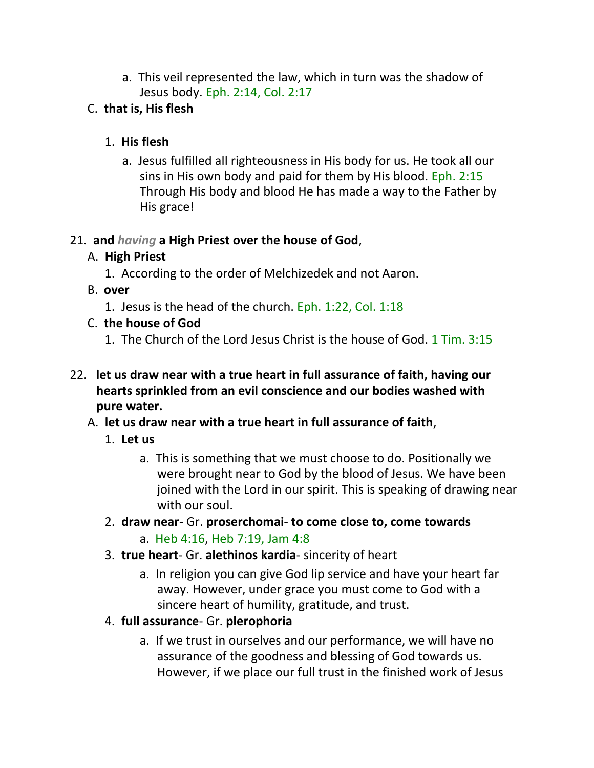a. This veil represented the law, which in turn was the shadow of Jesus body. Eph. 2:14, Col. 2:17

C. **that is, His flesh**

1. **His flesh**

a. Jesus fulfilled all righteousness in His body for us. He took all our sins in His own body and paid for them by His blood. Eph. 2:15 Through His body and blood He has made a way to the Father by His grace!

21. **and *having* a High Priest over the house of God**,

A. **High Priest**

1. According to the order of Melchizedek and not Aaron.

B. **over**

1. Jesus is the head of the church. Eph. 1:22, Col. 1:18

C. **the house of God**

1. The Church of the Lord Jesus Christ is the house of God. 1 Tim. 3:15

22. **let us draw near with a true heart in full assurance of faith, having our hearts sprinkled from an evil conscience and our bodies washed with pure water.**

A. **let us draw near with a true heart in full assurance of faith**,

1. **Let us**

a. This is something that we must choose to do. Positionally we were brought near to God by the blood of Jesus. We have been joined with the Lord in our spirit. This is speaking of drawing near with our soul.

2. **draw near**- Gr. **proserchomai- to come close to, come towards**

a. Heb 4:16, Heb 7:19, Jam 4:8

3. **true heart**- Gr. **alethinos kardia**- sincerity of heart

a. In religion you can give God lip service and have your heart far away. However, under grace you must come to God with a sincere heart of humility, gratitude, and trust.

4. **full assurance**- Gr. **plerophoria**

a. If we trust in ourselves and our performance, we will have no assurance of the goodness and blessing of God towards us. However, if we place our full trust in the finished work of Jesus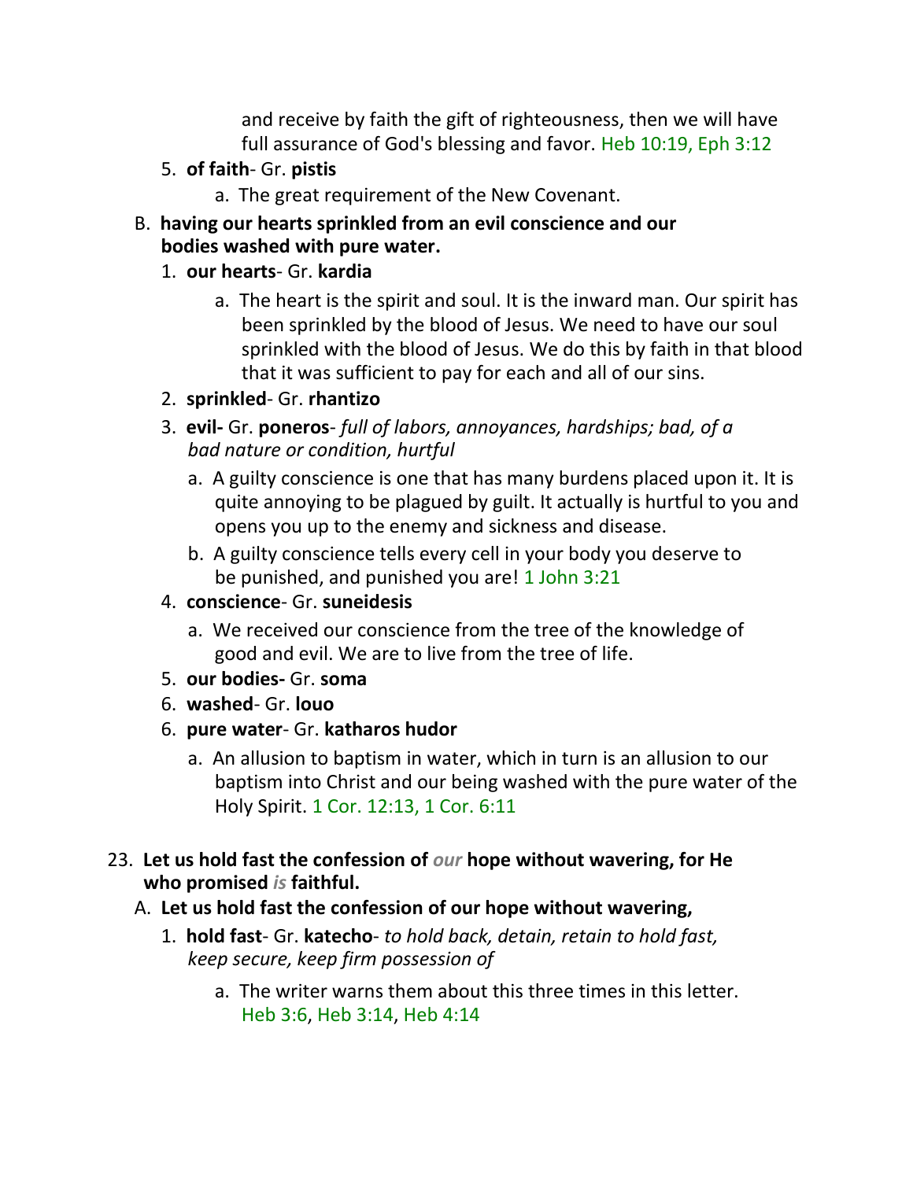and receive by faith the gift of righteousness, then we will have full assurance of God's blessing and favor. Heb 10:19, Eph 3:12

5. **of faith**- Gr. **pistis**
    a. The great requirement of the New Covenant.

B. **having our hearts sprinkled from an evil conscience and our bodies washed with pure water.**

1. **our hearts**- Gr. **kardia**
    a. The heart is the spirit and soul. It is the inward man. Our spirit has been sprinkled by the blood of Jesus. We need to have our soul sprinkled with the blood of Jesus. We do this by faith in that blood that it was sufficient to pay for each and all of our sins.
2. **sprinkled**- Gr. **rhantizo**
3. **evil-** Gr. **poneros**- *full of labors, annoyances, hardships; bad, of a bad nature or condition, hurtful*
    a. A guilty conscience is one that has many burdens placed upon it. It is quite annoying to be plagued by guilt. It actually is hurtful to you and opens you up to the enemy and sickness and disease.
    b. A guilty conscience tells every cell in your body you deserve to be punished, and punished you are! 1 John 3:21
4. **conscience**- Gr. **suneidesis**
    a. We received our conscience from the tree of the knowledge of good and evil. We are to live from the tree of life.
5. **our bodies-** Gr. **soma**
6. **washed**- Gr. **louo**
6. **pure water**- Gr. **katharos hudor**
    a. An allusion to baptism in water, which in turn is an allusion to our baptism into Christ and our being washed with the pure water of the Holy Spirit. 1 Cor. 12:13, 1 Cor. 6:11

23. **Let us hold fast the confession of *our* hope without wavering, for He who promised *is* faithful.**

A. **Let us hold fast the confession of our hope without wavering,**

1. **hold fast**- Gr. **katecho**- *to hold back, detain, retain to hold fast, keep secure, keep firm possession of*
    a. The writer warns them about this three times in this letter. Heb 3:6, Heb 3:14, Heb 4:14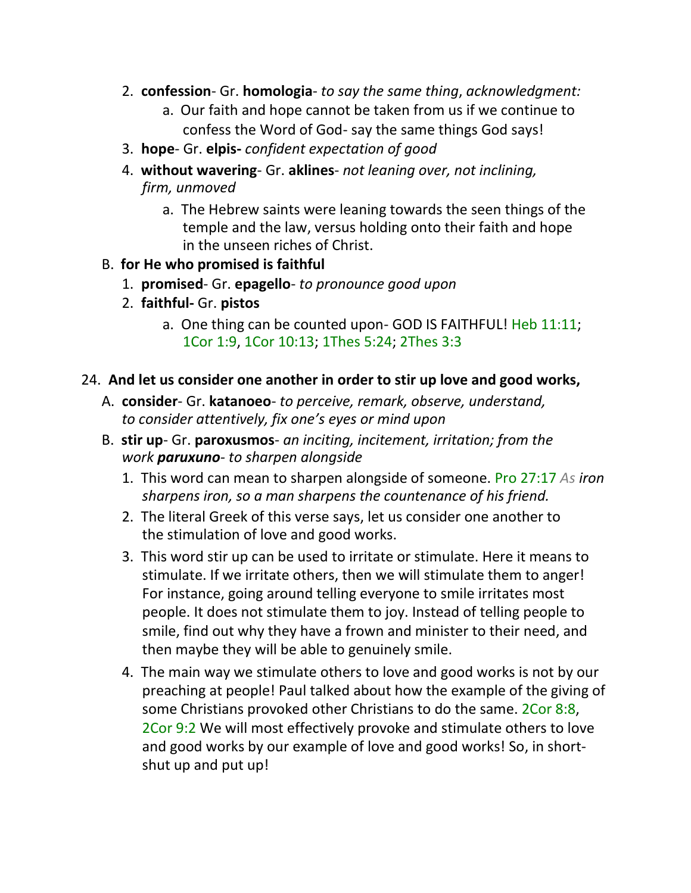2. **confession**- Gr. **homologia**- *to say the same thing*, *acknowledgment:*
    a. Our faith and hope cannot be taken from us if we continue to confess the Word of God- say the same things God says!
3. **hope**- Gr. **elpis-** *confident expectation of good*
4. **without wavering**- Gr. **aklines**- *not leaning over, not inclining, firm, unmoved*
    a. The Hebrew saints were leaning towards the seen things of the temple and the law, versus holding onto their faith and hope in the unseen riches of Christ.

B. **for He who promised is faithful**
1. **promised**- Gr. **epagello**- *to pronounce good upon*
2. **faithful-** Gr. **pistos**
    a. One thing can be counted upon- GOD IS FAITHFUL! Heb 11:11; 1Cor 1:9, 1Cor 10:13; 1Thes 5:24; 2Thes 3:3

24. **And let us consider one another in order to stir up love and good works,**

A. **consider**- Gr. **katanoeo**- *to perceive, remark, observe, understand, to consider attentively, fix one's eyes or mind upon*

B. **stir up**- Gr. **paroxusmos**- *an inciting, incitement, irritation; from the work* ***paruxuno****- to sharpen alongside*
1. This word can mean to sharpen alongside of someone. Pro 27:17 *As iron sharpens iron, so a man sharpens the countenance of his friend.*
2. The literal Greek of this verse says, let us consider one another to the stimulation of love and good works.
3. This word stir up can be used to irritate or stimulate. Here it means to stimulate. If we irritate others, then we will stimulate them to anger! For instance, going around telling everyone to smile irritates most people. It does not stimulate them to joy. Instead of telling people to smile, find out why they have a frown and minister to their need, and then maybe they will be able to genuinely smile.
4. The main way we stimulate others to love and good works is not by our preaching at people! Paul talked about how the example of the giving of some Christians provoked other Christians to do the same. 2Cor 8:8, 2Cor 9:2 We will most effectively provoke and stimulate others to love and good works by our example of love and good works! So, in short- shut up and put up!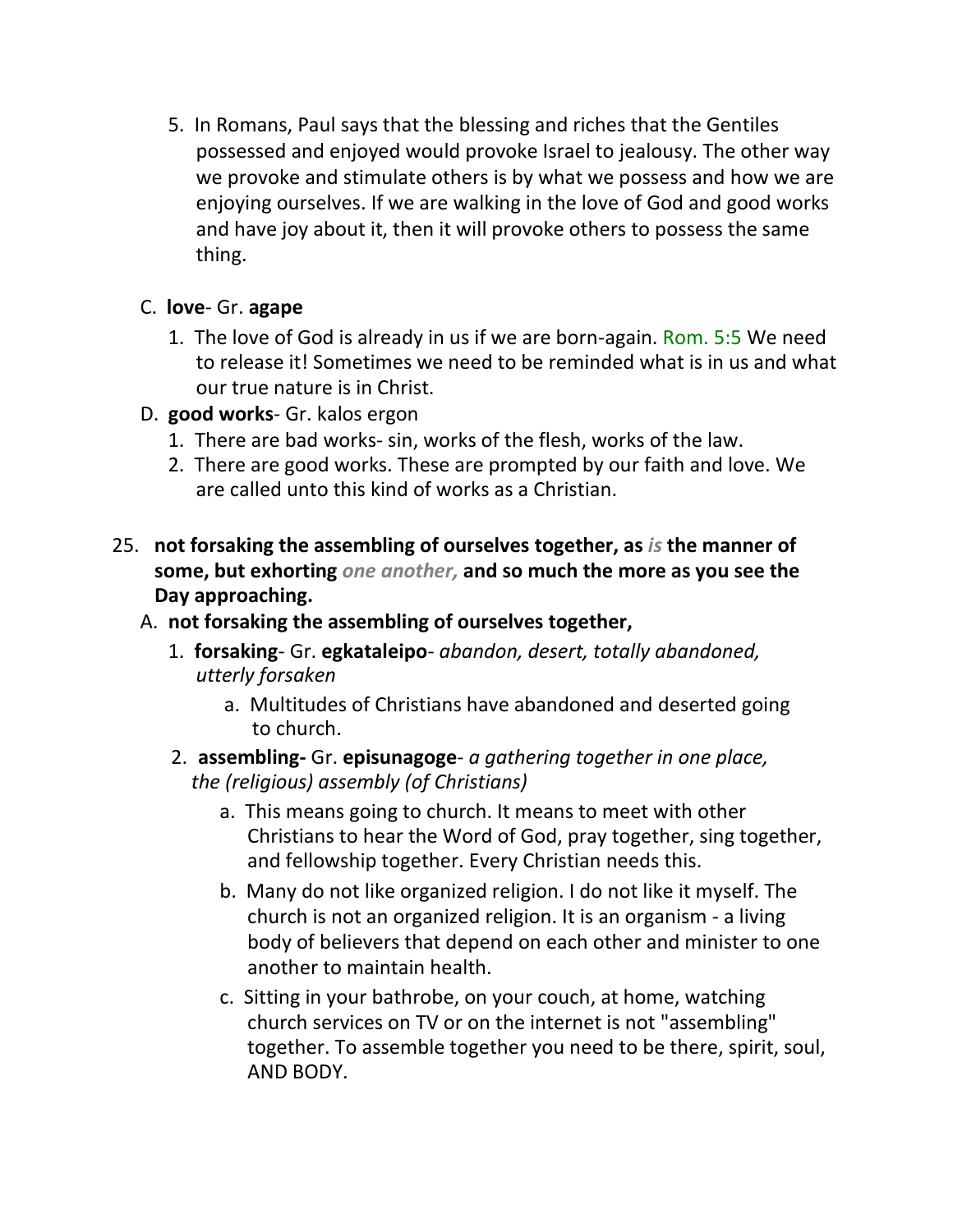5. In Romans, Paul says that the blessing and riches that the Gentiles possessed and enjoyed would provoke Israel to jealousy. The other way we provoke and stimulate others is by what we possess and how we are enjoying ourselves. If we are walking in the love of God and good works and have joy about it, then it will provoke others to possess the same thing.

C. **love**- Gr. **agape**

1. The love of God is already in us if we are born-again. Rom. 5:5 We need to release it! Sometimes we need to be reminded what is in us and what our true nature is in Christ.

D. **good works**- Gr. kalos ergon

1. There are bad works- sin, works of the flesh, works of the law.
2. There are good works. These are prompted by our faith and love. We are called unto this kind of works as a Christian.

25. **not forsaking the assembling of ourselves together, as** ***is*** **the manner of some, but exhorting** ***one another,*** **and so much the more as you see the Day approaching.**

A. **not forsaking the assembling of ourselves together,**

1. **forsaking**- Gr. **egkataleipo**- *abandon, desert, totally abandoned, utterly forsaken*
   a. Multitudes of Christians have abandoned and deserted going to church.
2. **assembling-** Gr. **episunagoge**- *a gathering together in one place, the (religious) assembly (of Christians)*
   a. This means going to church. It means to meet with other Christians to hear the Word of God, pray together, sing together, and fellowship together. Every Christian needs this.
   b. Many do not like organized religion. I do not like it myself. The church is not an organized religion. It is an organism - a living body of believers that depend on each other and minister to one another to maintain health.
   c. Sitting in your bathrobe, on your couch, at home, watching church services on TV or on the internet is not "assembling" together. To assemble together you need to be there, spirit, soul, AND BODY.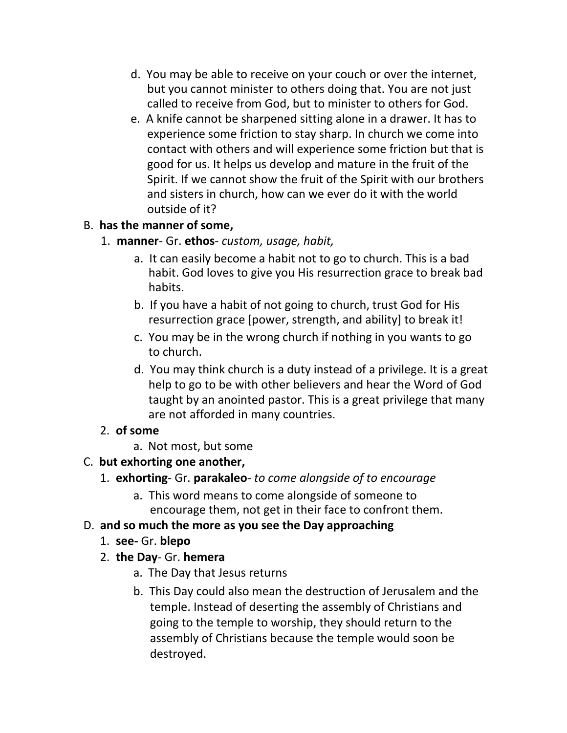d. You may be able to receive on your couch or over the internet, but you cannot minister to others doing that. You are not just called to receive from God, but to minister to others for God.

e. A knife cannot be sharpened sitting alone in a drawer. It has to experience some friction to stay sharp. In church we come into contact with others and will experience some friction but that is good for us. It helps us develop and mature in the fruit of the Spirit. If we cannot show the fruit of the Spirit with our brothers and sisters in church, how can we ever do it with the world outside of it?

B. **has the manner of some,**

1. **manner**- Gr. **ethos**- *custom, usage, habit,*

a. It can easily become a habit not to go to church. This is a bad habit. God loves to give you His resurrection grace to break bad habits.

b. If you have a habit of not going to church, trust God for His resurrection grace [power, strength, and ability] to break it!

c. You may be in the wrong church if nothing in you wants to go to church.

d. You may think church is a duty instead of a privilege. It is a great help to go to be with other believers and hear the Word of God taught by an anointed pastor. This is a great privilege that many are not afforded in many countries.

2. **of some**

a. Not most, but some

C. **but exhorting one another,**

1. **exhorting**- Gr. **parakaleo**- *to come alongside of to encourage*

a. This word means to come alongside of someone to encourage them, not get in their face to confront them.

D. **and so much the more as you see the Day approaching**

1. **see-** Gr. **blepo**

2. **the Day**- Gr. **hemera**

a. The Day that Jesus returns

b. This Day could also mean the destruction of Jerusalem and the temple. Instead of deserting the assembly of Christians and going to the temple to worship, they should return to the assembly of Christians because the temple would soon be destroyed.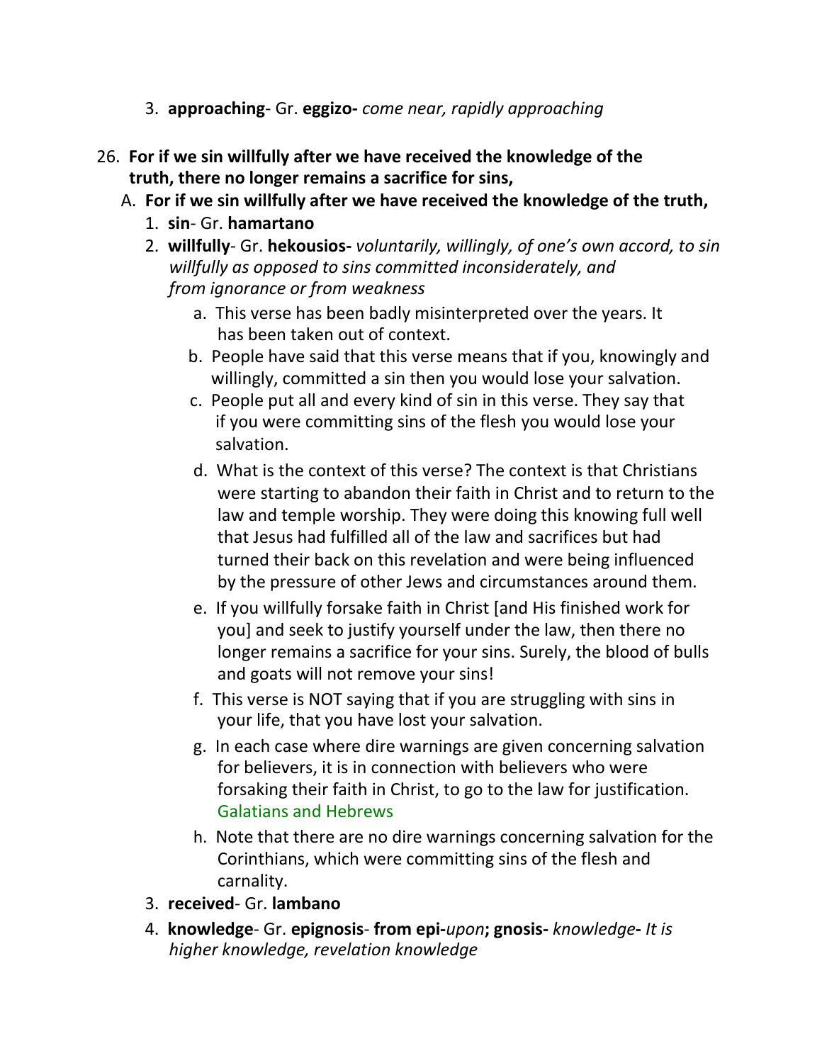3. **approaching**- Gr. **eggizo-** *come near, rapidly approaching*

26. **For if we sin willfully after we have received the knowledge of the truth, there no longer remains a sacrifice for sins,**
    A. **For if we sin willfully after we have received the knowledge of the truth,**
        1. **sin**- Gr. **hamartano**
        2. **willfully**- Gr. **hekousios-** *voluntarily, willingly, of one's own accord, to sin willfully as opposed to sins committed inconsiderately, and from ignorance or from weakness*
            a. This verse has been badly misinterpreted over the years. It has been taken out of context.
            b. People have said that this verse means that if you, knowingly and willingly, committed a sin then you would lose your salvation.
            c. People put all and every kind of sin in this verse. They say that if you were committing sins of the flesh you would lose your salvation.
            d. What is the context of this verse? The context is that Christians were starting to abandon their faith in Christ and to return to the law and temple worship. They were doing this knowing full well that Jesus had fulfilled all of the law and sacrifices but had turned their back on this revelation and were being influenced by the pressure of other Jews and circumstances around them.
            e. If you willfully forsake faith in Christ [and His finished work for you] and seek to justify yourself under the law, then there no longer remains a sacrifice for your sins. Surely, the blood of bulls and goats will not remove your sins!
            f. This verse is NOT saying that if you are struggling with sins in your life, that you have lost your salvation.
            g. In each case where dire warnings are given concerning salvation for believers, it is in connection with believers who were forsaking their faith in Christ, to go to the law for justification. Galatians and Hebrews
            h. Note that there are no dire warnings concerning salvation for the Corinthians, which were committing sins of the flesh and carnality.
        3. **received**- Gr. **lambano**
        4. **knowledge**- Gr. **epignosis**- **from epi-***upon***; gnosis-** *knowledge***-** *It is higher knowledge, revelation knowledge*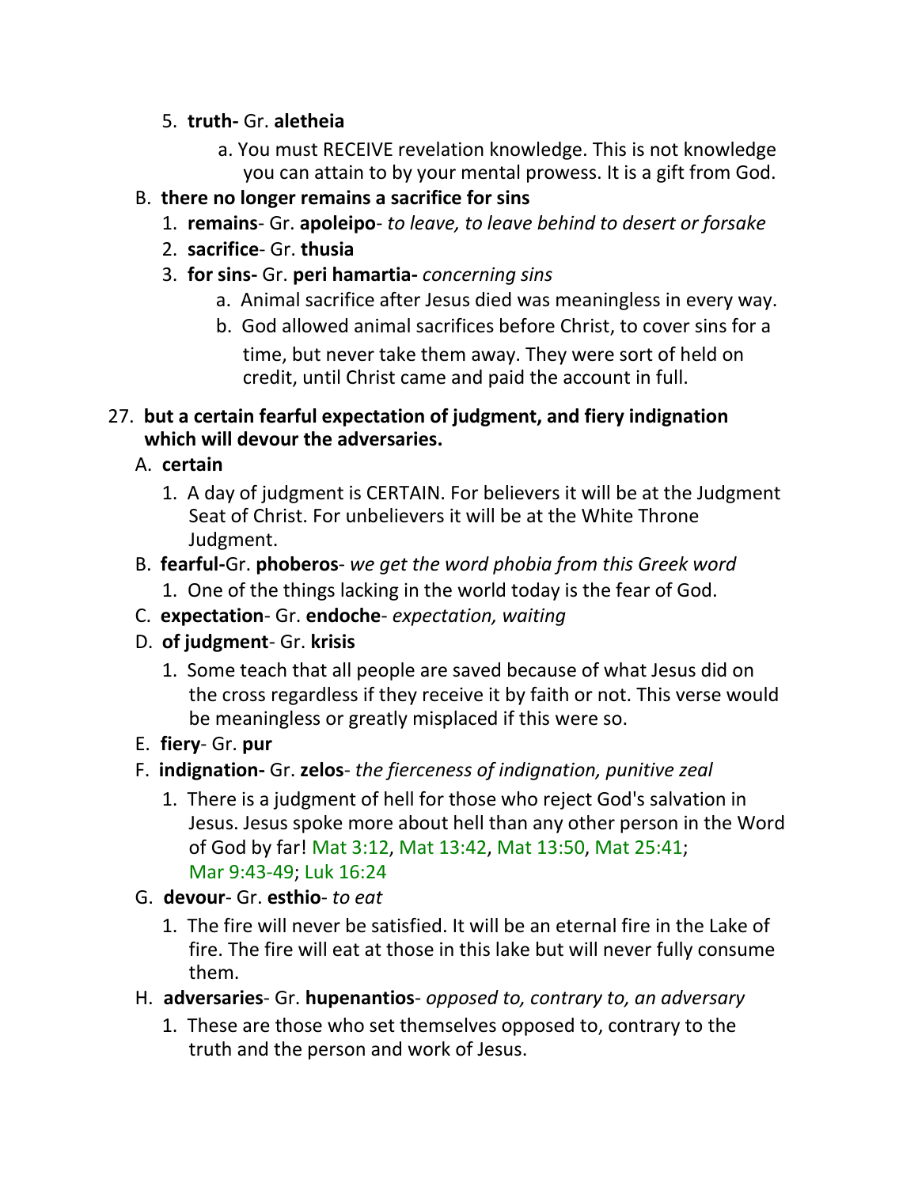5. **truth-** Gr. **aletheia**
    a. You must RECEIVE revelation knowledge. This is not knowledge you can attain to by your mental prowess. It is a gift from God.

B. **there no longer remains a sacrifice for sins**
    1. **remains**- Gr. **apoleipo**- *to leave, to leave behind to desert or forsake*
    2. **sacrifice**- Gr. **thusia**
    3. **for sins-** Gr. **peri hamartia-** *concerning sins*
        a. Animal sacrifice after Jesus died was meaningless in every way.
        b. God allowed animal sacrifices before Christ, to cover sins for a time, but never take them away. They were sort of held on credit, until Christ came and paid the account in full.

27. **but a certain fearful expectation of judgment, and fiery indignation which will devour the adversaries.**

A. **certain**
    1. A day of judgment is CERTAIN. For believers it will be at the Judgment Seat of Christ. For unbelievers it will be at the White Throne Judgment.

B. **fearful-**Gr. **phoberos**- *we get the word phobia from this Greek word*
    1. One of the things lacking in the world today is the fear of God.

C. **expectation**- Gr. **endoche**- *expectation, waiting*

D. **of judgment**- Gr. **krisis**
    1. Some teach that all people are saved because of what Jesus did on the cross regardless if they receive it by faith or not. This verse would be meaningless or greatly misplaced if this were so.

E. **fiery**- Gr. **pur**

F. **indignation-** Gr. **zelos**- *the fierceness of indignation, punitive zeal*
    1. There is a judgment of hell for those who reject God's salvation in Jesus. Jesus spoke more about hell than any other person in the Word of God by far! Mat 3:12, Mat 13:42, Mat 13:50, Mat 25:41; Mar 9:43-49; Luk 16:24

G. **devour**- Gr. **esthio**- *to eat*
    1. The fire will never be satisfied. It will be an eternal fire in the Lake of fire. The fire will eat at those in this lake but will never fully consume them.

H. **adversaries**- Gr. **hupenantios**- *opposed to, contrary to, an adversary*
    1. These are those who set themselves opposed to, contrary to the truth and the person and work of Jesus.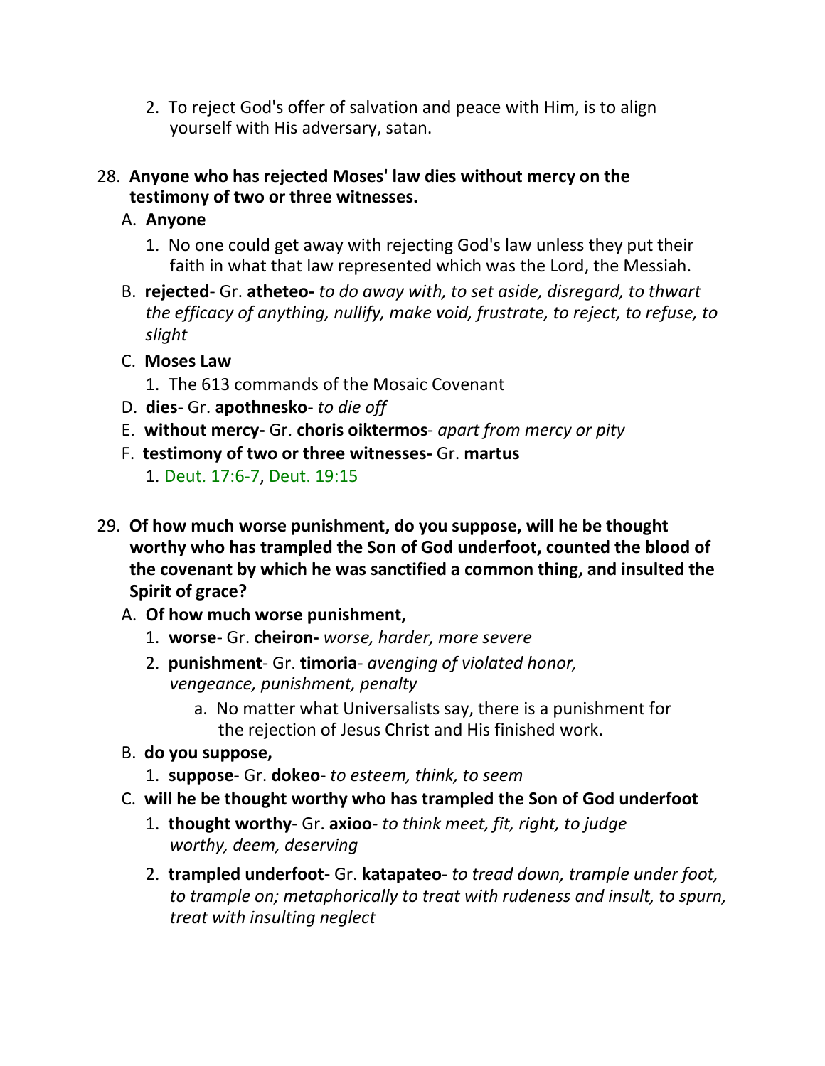2. To reject God's offer of salvation and peace with Him, is to align yourself with His adversary, satan.

28. **Anyone who has rejected Moses' law dies without mercy on the testimony of two or three witnesses.**
    A. **Anyone**
        1. No one could get away with rejecting God's law unless they put their faith in what that law represented which was the Lord, the Messiah.
    B. **rejected**- Gr. **atheteo-** *to do away with, to set aside, disregard, to thwart the efficacy of anything, nullify, make void, frustrate, to reject, to refuse, to slight*
    C. **Moses Law**
        1. The 613 commands of the Mosaic Covenant
    D. **dies**- Gr. **apothnesko**- *to die off*
    E. **without mercy-** Gr. **choris oiktermos**- *apart from mercy or pity*
    F. **testimony of two or three witnesses-** Gr. **martus**
        1. Deut. 17:6-7, Deut. 19:15

29. **Of how much worse punishment, do you suppose, will he be thought worthy who has trampled the Son of God underfoot, counted the blood of the covenant by which he was sanctified a common thing, and insulted the Spirit of grace?**
    A. **Of how much worse punishment,**
        1. **worse**- Gr. **cheiron-** *worse, harder, more severe*
        2. **punishment**- Gr. **timoria**- *avenging of violated honor, vengeance, punishment, penalty*
            a. No matter what Universalists say, there is a punishment for the rejection of Jesus Christ and His finished work.
    B. **do you suppose,**
        1. **suppose**- Gr. **dokeo**- *to esteem, think, to seem*
    C. **will he be thought worthy who has trampled the Son of God underfoot**
        1. **thought worthy**- Gr. **axioo**- *to think meet, fit, right, to judge worthy, deem, deserving*
        2. **trampled underfoot-** Gr. **katapateo**- *to tread down, trample under foot, to trample on; metaphorically to treat with rudeness and insult, to spurn, treat with insulting neglect*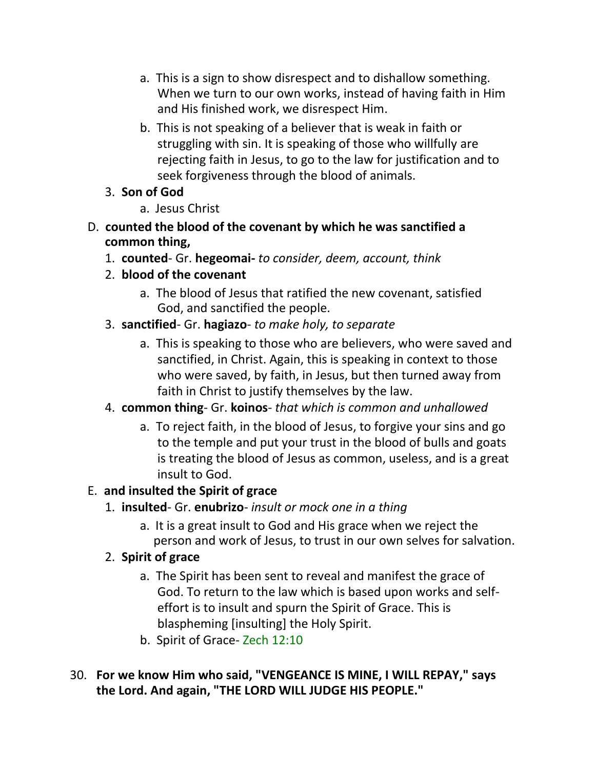a. This is a sign to show disrespect and to dishallow something. When we turn to our own works, instead of having faith in Him and His finished work, we disrespect Him.

b. This is not speaking of a believer that is weak in faith or struggling with sin. It is speaking of those who willfully are rejecting faith in Jesus, to go to the law for justification and to seek forgiveness through the blood of animals.

3. **Son of God**
   a. Jesus Christ

D. **counted the blood of the covenant by which he was sanctified a common thing,**

1. **counted**- Gr. **hegeomai-** *to consider, deem, account, think*

2. **blood of the covenant**
   a. The blood of Jesus that ratified the new covenant, satisfied God, and sanctified the people.

3. **sanctified**- Gr. **hagiazo**- *to make holy, to separate*
   a. This is speaking to those who are believers, who were saved and sanctified, in Christ. Again, this is speaking in context to those who were saved, by faith, in Jesus, but then turned away from faith in Christ to justify themselves by the law.

4. **common thing**- Gr. **koinos**- *that which is common and unhallowed*
   a. To reject faith, in the blood of Jesus, to forgive your sins and go to the temple and put your trust in the blood of bulls and goats is treating the blood of Jesus as common, useless, and is a great insult to God.

E. **and insulted the Spirit of grace**

1. **insulted**- Gr. **enubrizo**- *insult or mock one in a thing*
   a. It is a great insult to God and His grace when we reject the person and work of Jesus, to trust in our own selves for salvation.

2. **Spirit of grace**
   a. The Spirit has been sent to reveal and manifest the grace of God. To return to the law which is based upon works and self-effort is to insult and spurn the Spirit of Grace. This is blaspheming [insulting] the Holy Spirit.
   b. Spirit of Grace- Zech 12:10

30. **For we know Him who said, "VENGEANCE IS MINE, I WILL REPAY," says the Lord. And again, "THE LORD WILL JUDGE HIS PEOPLE."**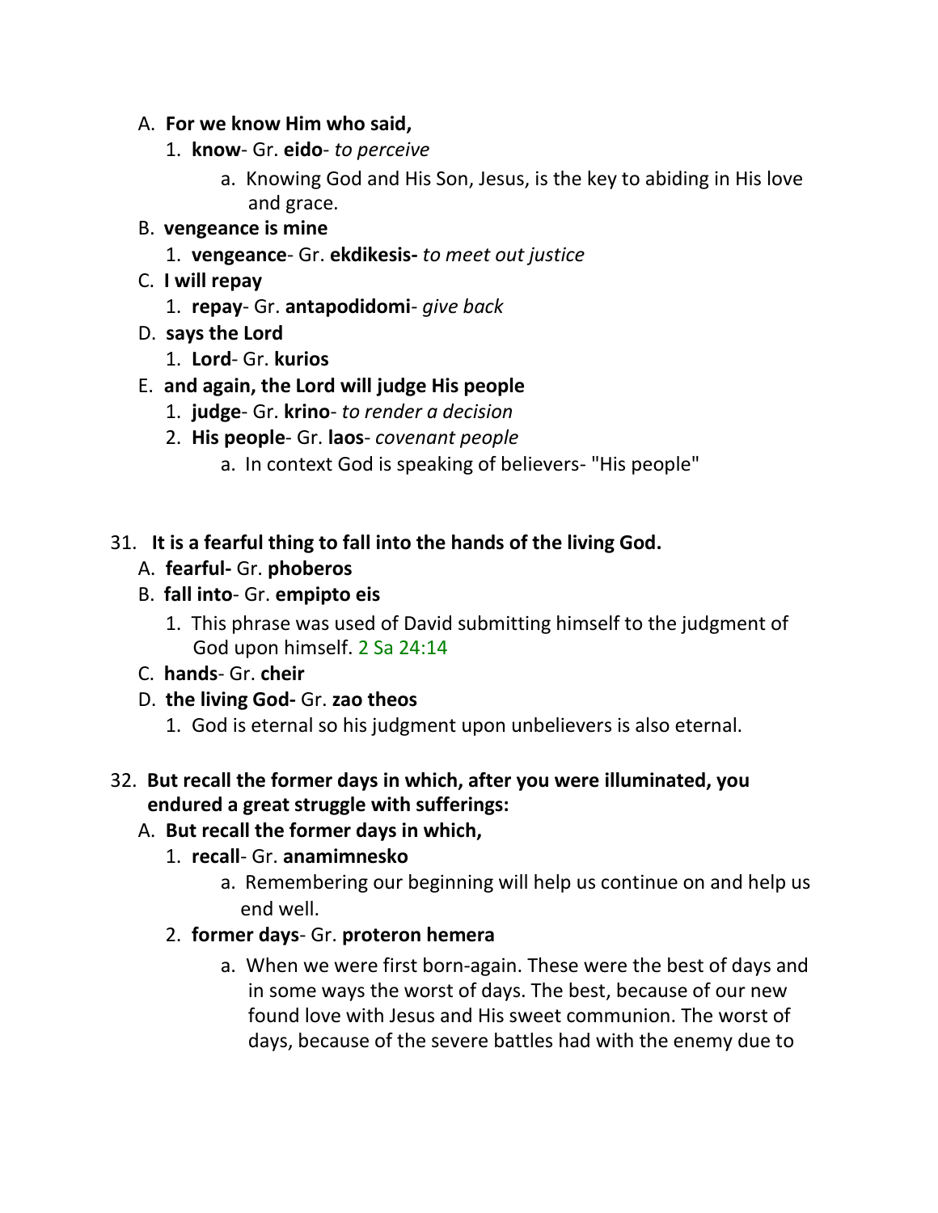A. **For we know Him who said,**
   1. **know**- Gr. **eido**- *to perceive*
      a. Knowing God and His Son, Jesus, is the key to abiding in His love and grace.
B. **vengeance is mine**
   1. **vengeance**- Gr. **ekdikesis-** *to meet out justice*
C. **I will repay**
   1. **repay**- Gr. **antapodidomi**- *give back*
D. **says the Lord**
   1. **Lord**- Gr. **kurios**
E. **and again, the Lord will judge His people**
   1. **judge**- Gr. **krino**- *to render a decision*
   2. **His people**- Gr. **laos**- *covenant people*
      a. In context God is speaking of believers- "His people"

31. **It is a fearful thing to fall into the hands of the living God.**
   A. **fearful-** Gr. **phoberos**
   B. **fall into**- Gr. **empipto eis**
      1. This phrase was used of David submitting himself to the judgment of God upon himself. 2 Sa 24:14
   C. **hands**- Gr. **cheir**
   D. **the living God-** Gr. **zao theos**
      1. God is eternal so his judgment upon unbelievers is also eternal.

32. **But recall the former days in which, after you were illuminated, you endured a great struggle with sufferings:**
   A. **But recall the former days in which,**
      1. **recall**- Gr. **anamimnesko**
         a. Remembering our beginning will help us continue on and help us end well.
      2. **former days**- Gr. **proteron hemera**
         a. When we were first born-again. These were the best of days and in some ways the worst of days. The best, because of our new found love with Jesus and His sweet communion. The worst of days, because of the severe battles had with the enemy due to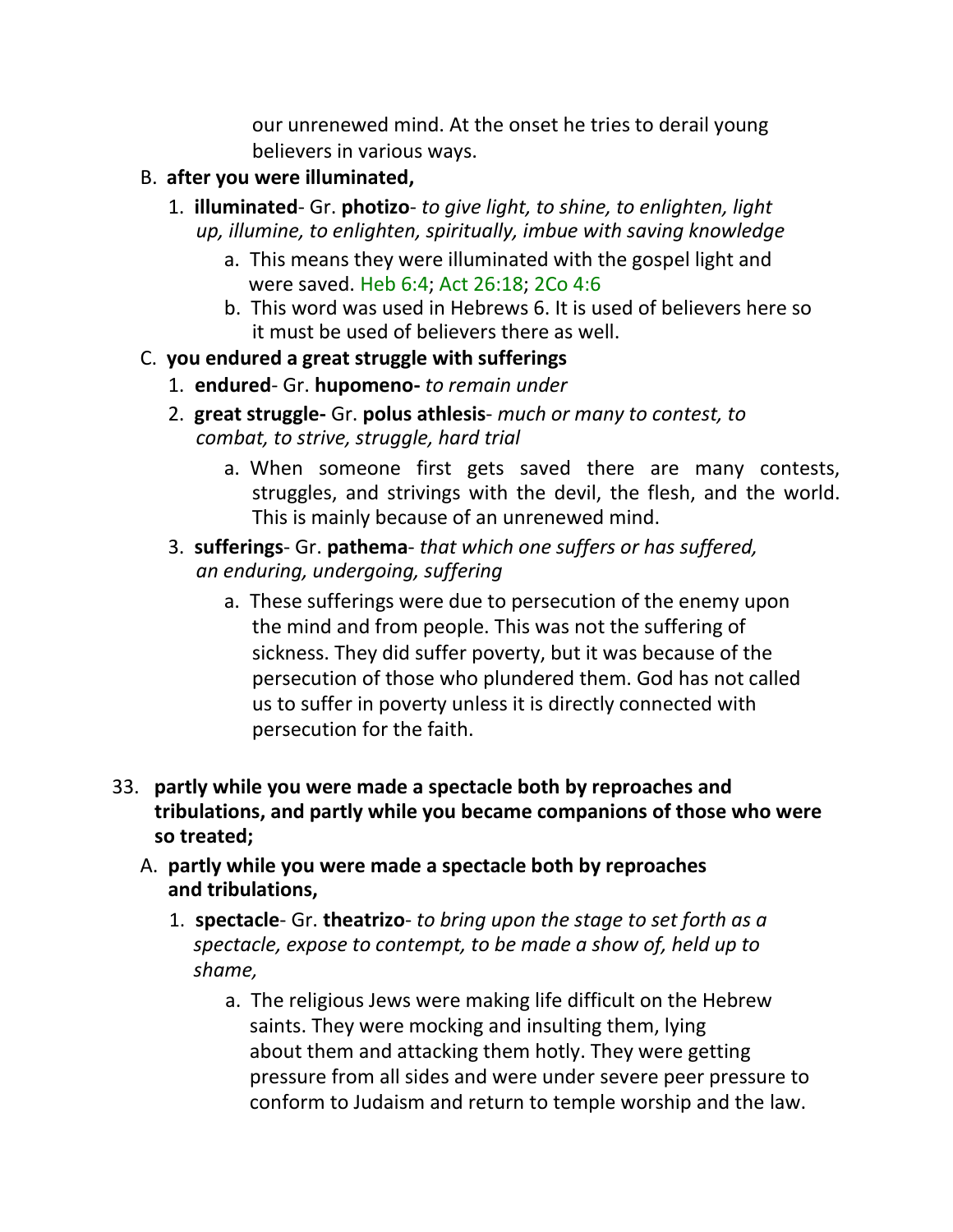our unrenewed mind. At the onset he tries to derail young believers in various ways.

B. **after you were illuminated,**

   1. **illuminated**- Gr. **photizo**- *to give light, to shine, to enlighten, light up, illumine, to enlighten, spiritually, imbue with saving knowledge*

      a. This means they were illuminated with the gospel light and were saved. Heb 6:4; Act 26:18; 2Co 4:6

      b. This word was used in Hebrews 6. It is used of believers here so it must be used of believers there as well.

C. **you endured a great struggle with sufferings**

   1. **endured**- Gr. **hupomeno-** *to remain under*

   2. **great struggle-** Gr. **polus athlesis**- *much or many to contest, to combat, to strive, struggle, hard trial*

      a. When someone first gets saved there are many contests, struggles, and strivings with the devil, the flesh, and the world. This is mainly because of an unrenewed mind.

   3. **sufferings**- Gr. **pathema**- *that which one suffers or has suffered, an enduring, undergoing, suffering*

      a. These sufferings were due to persecution of the enemy upon the mind and from people. This was not the suffering of sickness. They did suffer poverty, but it was because of the persecution of those who plundered them. God has not called us to suffer in poverty unless it is directly connected with persecution for the faith.

33. **partly while you were made a spectacle both by reproaches and tribulations, and partly while you became companions of those who were so treated;**

   A. **partly while you were made a spectacle both by reproaches and tribulations,**

      1. **spectacle**- Gr. **theatrizo**- *to bring upon the stage to set forth as a spectacle, expose to contempt, to be made a show of, held up to shame,*

         a. The religious Jews were making life difficult on the Hebrew saints. They were mocking and insulting them, lying about them and attacking them hotly. They were getting pressure from all sides and were under severe peer pressure to conform to Judaism and return to temple worship and the law.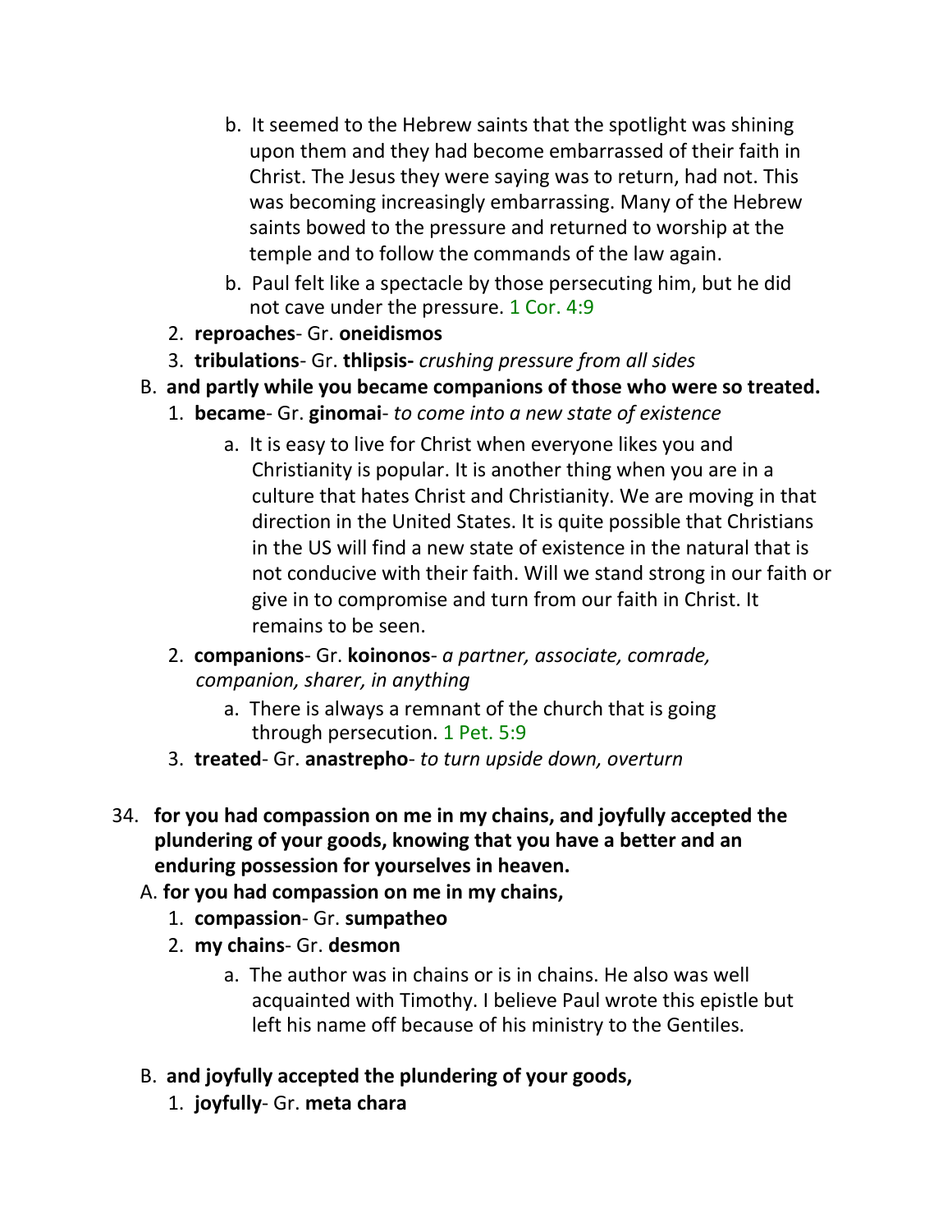b. It seemed to the Hebrew saints that the spotlight was shining upon them and they had become embarrassed of their faith in Christ. The Jesus they were saying was to return, had not. This was becoming increasingly embarrassing. Many of the Hebrew saints bowed to the pressure and returned to worship at the temple and to follow the commands of the law again.

b. Paul felt like a spectacle by those persecuting him, but he did not cave under the pressure. 1 Cor. 4:9

2. **reproaches**- Gr. **oneidismos**
3. **tribulations**- Gr. **thlipsis-** *crushing pressure from all sides*

B. **and partly while you became companions of those who were so treated.**

1. **became**- Gr. **ginomai**- *to come into a new state of existence*

   a. It is easy to live for Christ when everyone likes you and Christianity is popular. It is another thing when you are in a culture that hates Christ and Christianity. We are moving in that direction in the United States. It is quite possible that Christians in the US will find a new state of existence in the natural that is not conducive with their faith. Will we stand strong in our faith or give in to compromise and turn from our faith in Christ. It remains to be seen.

2. **companions**- Gr. **koinonos**- *a partner, associate, comrade, companion, sharer, in anything*

   a. There is always a remnant of the church that is going through persecution. 1 Pet. 5:9

3. **treated**- Gr. **anastrepho**- *to turn upside down, overturn*

34. **for you had compassion on me in my chains, and joyfully accepted the plundering of your goods, knowing that you have a better and an enduring possession for yourselves in heaven.**

A. **for you had compassion on me in my chains,**

1. **compassion**- Gr. **sumpatheo**
2. **my chains**- Gr. **desmon**

   a. The author was in chains or is in chains. He also was well acquainted with Timothy. I believe Paul wrote this epistle but left his name off because of his ministry to the Gentiles.

B. **and joyfully accepted the plundering of your goods,**

1. **joyfully**- Gr. **meta chara**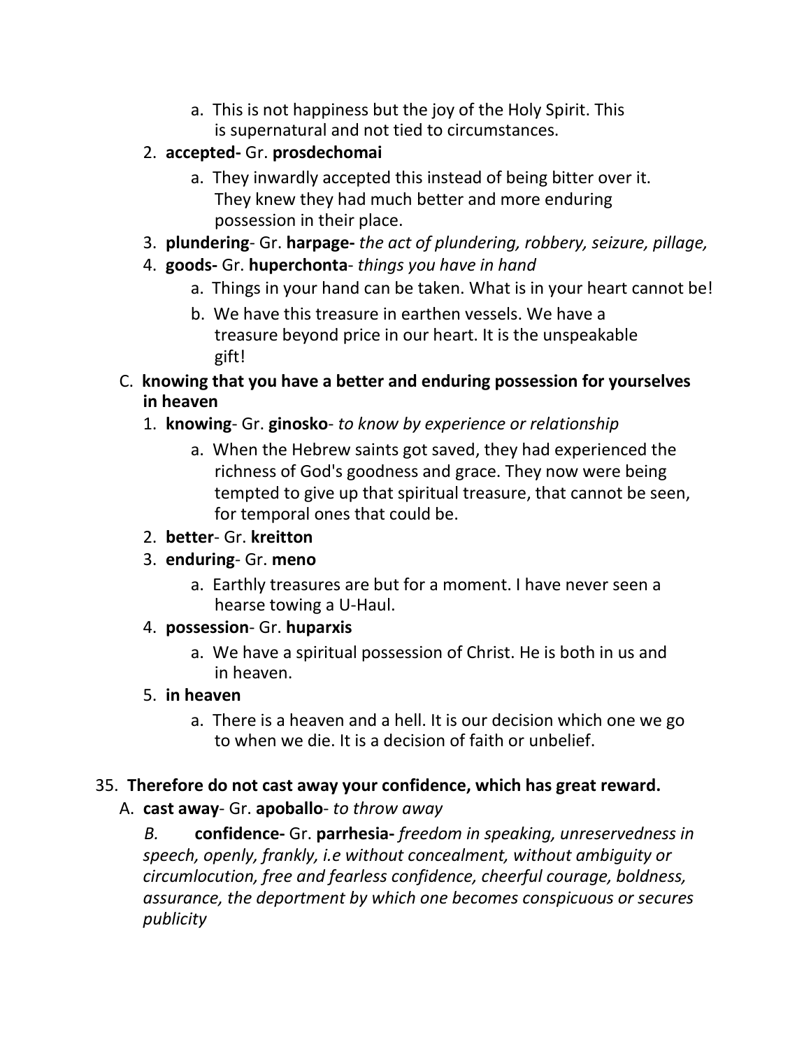a. This is not happiness but the joy of the Holy Spirit. This is supernatural and not tied to circumstances.

    2. **accepted-** Gr. **prosdechomai**
        a. They inwardly accepted this instead of being bitter over it. They knew they had much better and more enduring possession in their place.
    3. **plundering**- Gr. **harpage-** *the act of plundering, robbery, seizure, pillage,*
    4. **goods-** Gr. **huperchonta**- *things you have in hand*
        a. Things in your hand can be taken. What is in your heart cannot be!
        b. We have this treasure in earthen vessels. We have a treasure beyond price in our heart. It is the unspeakable gift!

C. **knowing that you have a better and enduring possession for yourselves in heaven**

    1. **knowing**- Gr. **ginosko**- *to know by experience or relationship*
        a. When the Hebrew saints got saved, they had experienced the richness of God's goodness and grace. They now were being tempted to give up that spiritual treasure, that cannot be seen, for temporal ones that could be.
    2. **better**- Gr. **kreitton**
    3. **enduring**- Gr. **meno**
        a. Earthly treasures are but for a moment. I have never seen a hearse towing a U-Haul.
    4. **possession**- Gr. **huparxis**
        a. We have a spiritual possession of Christ. He is both in us and in heaven.
    5. **in heaven**
        a. There is a heaven and a hell. It is our decision which one we go to when we die. It is a decision of faith or unbelief.

35. **Therefore do not cast away your confidence, which has great reward.**

A. **cast away**- Gr. **apoballo**- *to throw away*

*B.* **confidence-** Gr. **parrhesia-** *freedom in speaking, unreservedness in speech, openly, frankly, i.e without concealment, without ambiguity or circumlocution, free and fearless confidence, cheerful courage, boldness, assurance, the deportment by which one becomes conspicuous or secures publicity*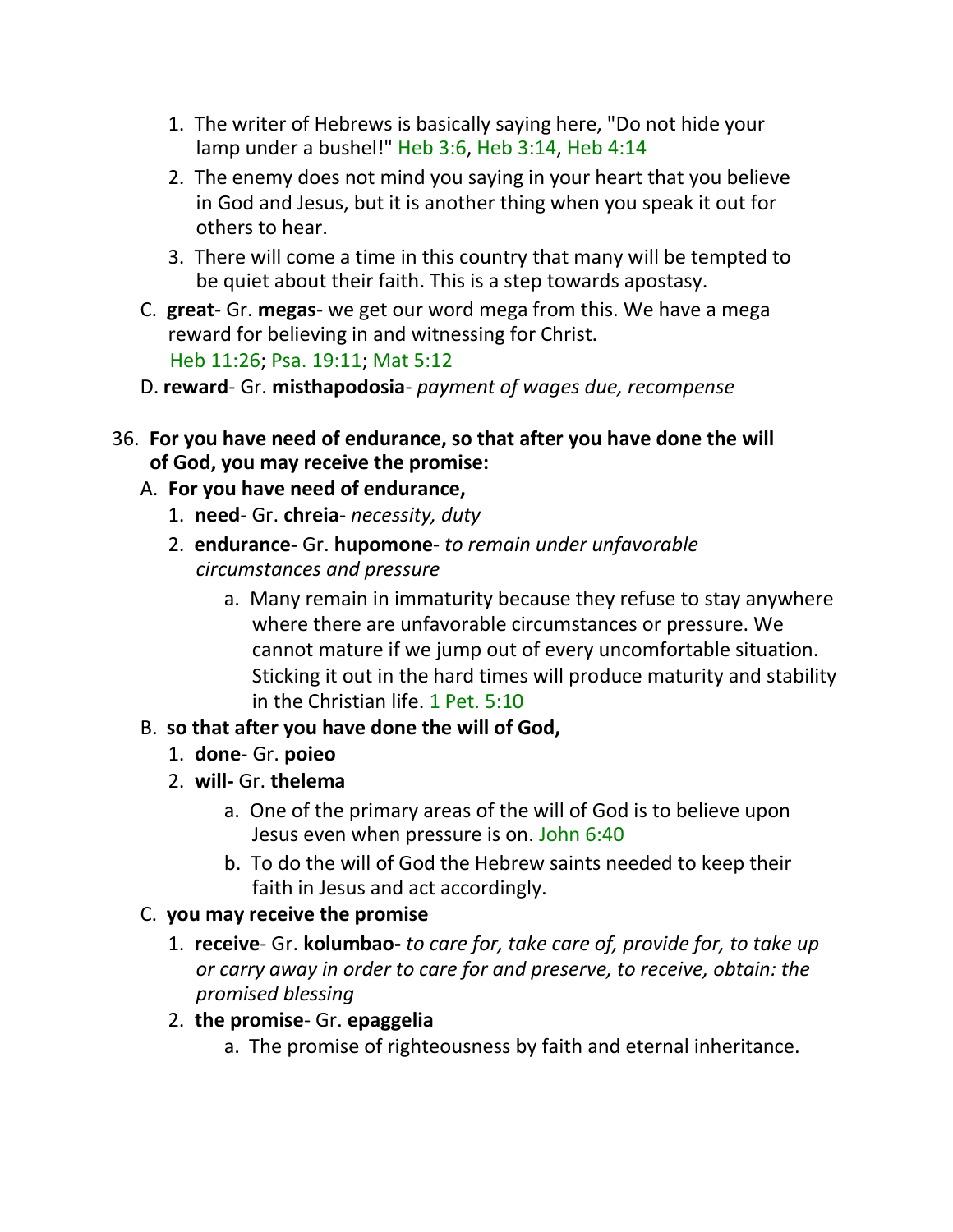1. The writer of Hebrews is basically saying here, "Do not hide your lamp under a bushel!" Heb 3:6, Heb 3:14, Heb 4:14
2. The enemy does not mind you saying in your heart that you believe in God and Jesus, but it is another thing when you speak it out for others to hear.
3. There will come a time in this country that many will be tempted to be quiet about their faith. This is a step towards apostasy.

C. **great**- Gr. **megas**- we get our word mega from this. We have a mega reward for believing in and witnessing for Christ.
Heb 11:26; Psa. 19:11; Mat 5:12

D. **reward**- Gr. **misthapodosia**- *payment of wages due, recompense*

36. **For you have need of endurance, so that after you have done the will of God, you may receive the promise:**

A. **For you have need of endurance,**

1. **need**- Gr. **chreia**- *necessity, duty*
2. **endurance-** Gr. **hupomone**- *to remain under unfavorable circumstances and pressure*
    a. Many remain in immaturity because they refuse to stay anywhere where there are unfavorable circumstances or pressure. We cannot mature if we jump out of every uncomfortable situation. Sticking it out in the hard times will produce maturity and stability in the Christian life. 1 Pet. 5:10

B. **so that after you have done the will of God,**

1. **done**- Gr. **poieo**
2. **will-** Gr. **thelema**
    a. One of the primary areas of the will of God is to believe upon Jesus even when pressure is on. John 6:40
    b. To do the will of God the Hebrew saints needed to keep their faith in Jesus and act accordingly.

C. **you may receive the promise**

1. **receive**- Gr. **kolumbao-** *to care for, take care of, provide for, to take up or carry away in order to care for and preserve, to receive, obtain: the promised blessing*
2. **the promise**- Gr. **epaggelia**
    a. The promise of righteousness by faith and eternal inheritance.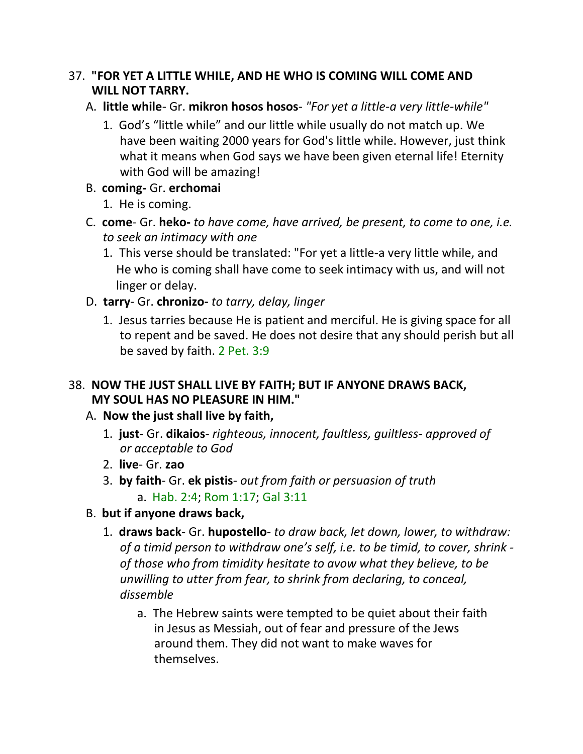37. **"FOR YET A LITTLE WHILE, AND HE WHO IS COMING WILL COME AND WILL NOT TARRY.**

   A. **little while**- Gr. **mikron hosos hosos**- *"For yet a little-a very little-while"*

      1. God's "little while" and our little while usually do not match up. We have been waiting 2000 years for God's little while. However, just think what it means when God says we have been given eternal life! Eternity with God will be amazing!

   B. **coming-** Gr. **erchomai**

      1. He is coming.

   C. **come**- Gr. **heko-** *to have come, have arrived, be present, to come to one, i.e. to seek an intimacy with one*

      1. This verse should be translated: "For yet a little-a very little while, and He who is coming shall have come to seek intimacy with us, and will not linger or delay.

   D. **tarry**- Gr. **chronizo-** *to tarry, delay, linger*

      1. Jesus tarries because He is patient and merciful. He is giving space for all to repent and be saved. He does not desire that any should perish but all be saved by faith. 2 Pet. 3:9

38. **NOW THE JUST SHALL LIVE BY FAITH; BUT IF ANYONE DRAWS BACK, MY SOUL HAS NO PLEASURE IN HIM."**

   A. **Now the just shall live by faith,**

      1. **just**- Gr. **dikaios**- *righteous, innocent, faultless, guiltless- approved of or acceptable to God*
      2. **live**- Gr. **zao**
      3. **by faith**- Gr. **ek pistis**- *out from faith or persuasion of truth*
         a. Hab. 2:4; Rom 1:17; Gal 3:11

   B. **but if anyone draws back,**

      1. **draws back**- Gr. **hupostello**- *to draw back, let down, lower, to withdraw: of a timid person to withdraw one's self, i.e. to be timid, to cover, shrink - of those who from timidity hesitate to avow what they believe, to be unwilling to utter from fear, to shrink from declaring, to conceal, dissemble*
         a. The Hebrew saints were tempted to be quiet about their faith in Jesus as Messiah, out of fear and pressure of the Jews around them. They did not want to make waves for themselves.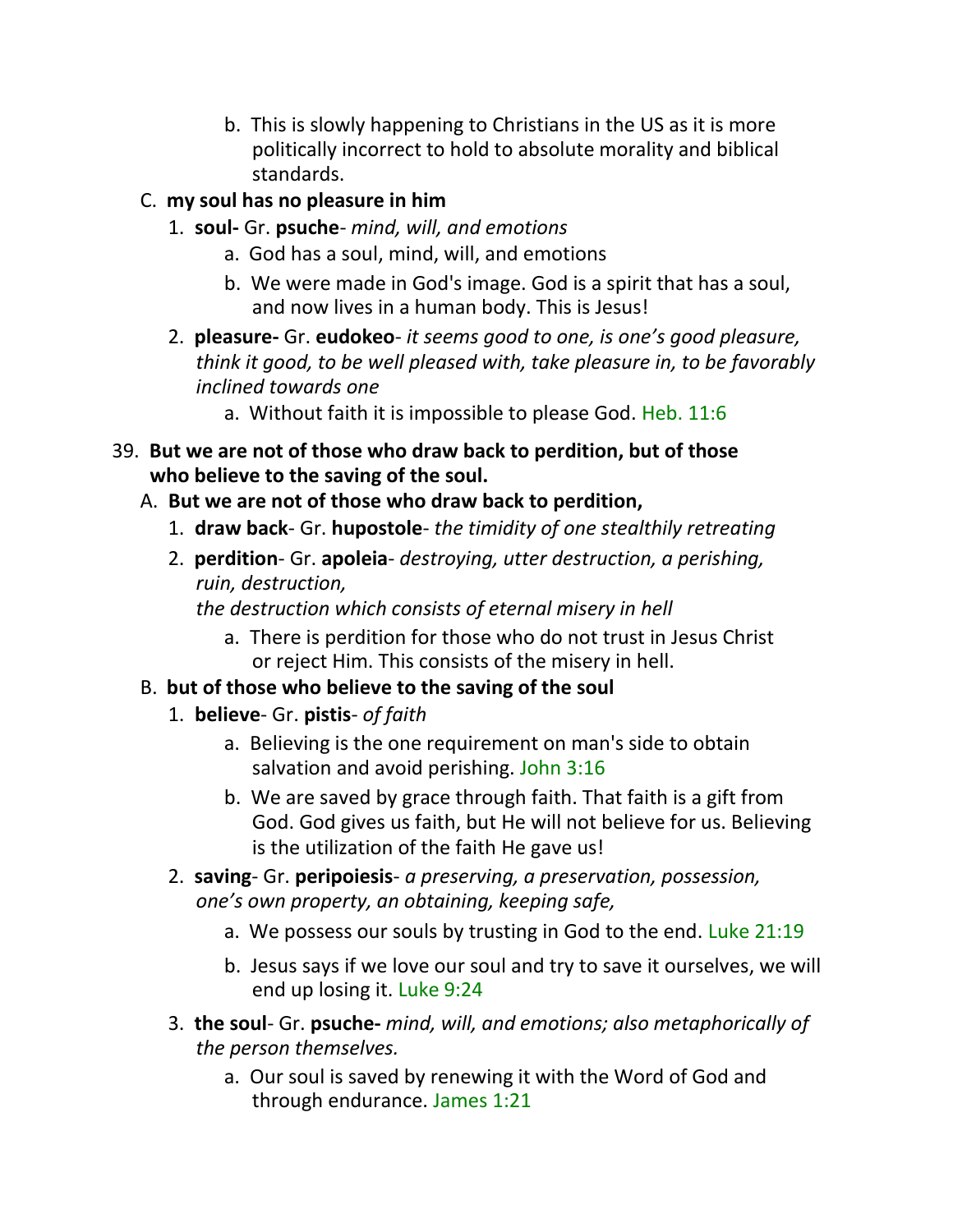b. This is slowly happening to Christians in the US as it is more politically incorrect to hold to absolute morality and biblical standards.

C. **my soul has no pleasure in him**

1. **soul-** Gr. **psuche**- *mind, will, and emotions*
   a. God has a soul, mind, will, and emotions
   b. We were made in God's image. God is a spirit that has a soul, and now lives in a human body. This is Jesus!
2. **pleasure-** Gr. **eudokeo**- *it seems good to one, is one's good pleasure, think it good, to be well pleased with, take pleasure in, to be favorably inclined towards one*
   a. Without faith it is impossible to please God. Heb. 11:6

39. **But we are not of those who draw back to perdition, but of those who believe to the saving of the soul.**

A. **But we are not of those who draw back to perdition,**

1. **draw back**- Gr. **hupostole**- *the timidity of one stealthily retreating*
2. **perdition**- Gr. **apoleia**- *destroying, utter destruction, a perishing, ruin, destruction,*
   *the destruction which consists of eternal misery in hell*
   a. There is perdition for those who do not trust in Jesus Christ or reject Him. This consists of the misery in hell.

B. **but of those who believe to the saving of the soul**

1. **believe**- Gr. **pistis**- *of faith*
   a. Believing is the one requirement on man's side to obtain salvation and avoid perishing. John 3:16
   b. We are saved by grace through faith. That faith is a gift from God. God gives us faith, but He will not believe for us. Believing is the utilization of the faith He gave us!
2. **saving**- Gr. **peripoiesis**- *a preserving, a preservation, possession, one's own property, an obtaining, keeping safe,*
   a. We possess our souls by trusting in God to the end. Luke 21:19
   b. Jesus says if we love our soul and try to save it ourselves, we will end up losing it. Luke 9:24
3. **the soul**- Gr. **psuche-** *mind, will, and emotions; also metaphorically of the person themselves.*
   a. Our soul is saved by renewing it with the Word of God and through endurance. James 1:21